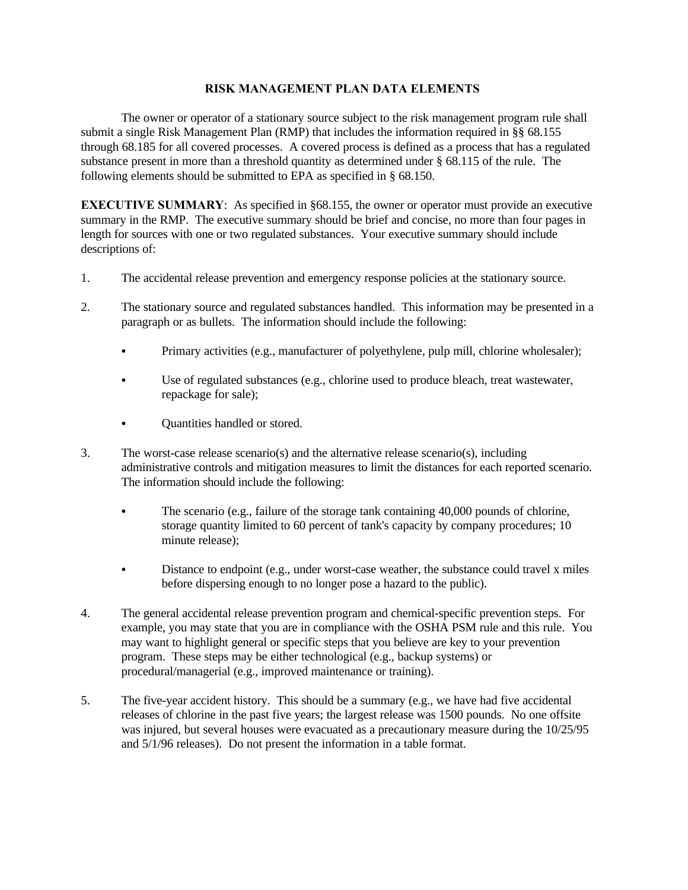# RISK MANAGEMENT PLAN DATA ELEMENTS

The owner or operator of a stationary source subject to the risk management program rule shall submit a single Risk Management Plan (RMP) that includes the information required in §§ 68.155 through 68.185 for all covered processes. A covered process is defined as a process that has a regulated substance present in more than a threshold quantity as determined under § 68.115 of the rule. The following elements should be submitted to EPA as specified in § 68.150.

**EXECUTIVE SUMMARY**: As specified in §68.155, the owner or operator must provide an executive summary in the RMP. The executive summary should be brief and concise, no more than four pages in length for sources with one or two regulated substances. Your executive summary should include descriptions of:

1. The accidental release prevention and emergency response policies at the stationary source.

2. The stationary source and regulated substances handled. This information may be presented in a paragraph or as bullets. The information should include the following:

   - Primary activities (e.g., manufacturer of polyethylene, pulp mill, chlorine wholesaler);

   - Use of regulated substances (e.g., chlorine used to produce bleach, treat wastewater, repackage for sale);

   - Quantities handled or stored.

3. The worst-case release scenario(s) and the alternative release scenario(s), including administrative controls and mitigation measures to limit the distances for each reported scenario. The information should include the following:

   - The scenario (e.g., failure of the storage tank containing 40,000 pounds of chlorine, storage quantity limited to 60 percent of tank's capacity by company procedures; 10 minute release);

   - Distance to endpoint (e.g., under worst-case weather, the substance could travel x miles before dispersing enough to no longer pose a hazard to the public).

4. The general accidental release prevention program and chemical-specific prevention steps. For example, you may state that you are in compliance with the OSHA PSM rule and this rule. You may want to highlight general or specific steps that you believe are key to your prevention program. These steps may be either technological (e.g., backup systems) or procedural/managerial (e.g., improved maintenance or training).

5. The five-year accident history. This should be a summary (e.g., we have had five accidental releases of chlorine in the past five years; the largest release was 1500 pounds. No one offsite was injured, but several houses were evacuated as a precautionary measure during the 10/25/95 and 5/1/96 releases). Do not present the information in a table format.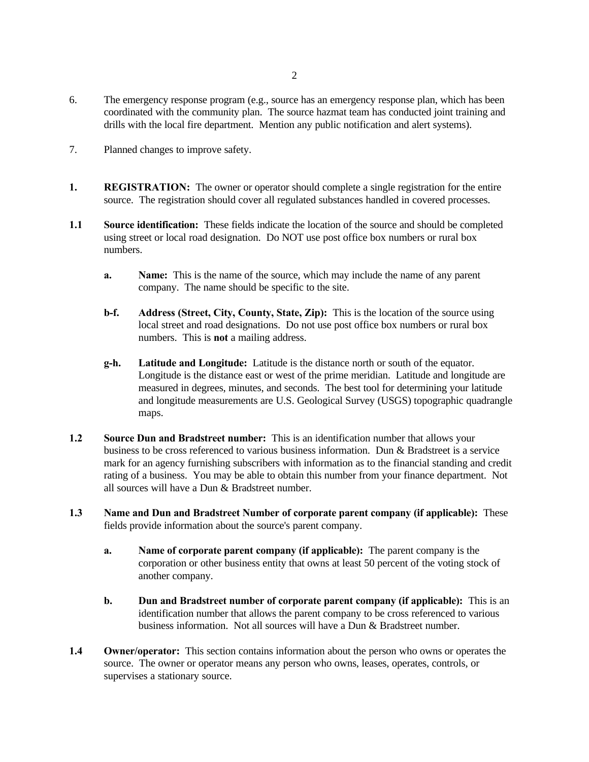6. The emergency response program (e.g., source has an emergency response plan, which has been coordinated with the community plan. The source hazmat team has conducted joint training and drills with the local fire department. Mention any public notification and alert systems).

7. Planned changes to improve safety.

**1. REGISTRATION:** The owner or operator should complete a single registration for the entire source. The registration should cover all regulated substances handled in covered processes.

**1.1 Source identification:** These fields indicate the location of the source and should be completed using street or local road designation. Do NOT use post office box numbers or rural box numbers.

- **a. Name:** This is the name of the source, which may include the name of any parent company. The name should be specific to the site.

- **b-f. Address (Street, City, County, State, Zip):** This is the location of the source using local street and road designations. Do not use post office box numbers or rural box numbers. This is **not** a mailing address.

- **g-h. Latitude and Longitude:** Latitude is the distance north or south of the equator. Longitude is the distance east or west of the prime meridian. Latitude and longitude are measured in degrees, minutes, and seconds. The best tool for determining your latitude and longitude measurements are U.S. Geological Survey (USGS) topographic quadrangle maps.

**1.2 Source Dun and Bradstreet number:** This is an identification number that allows your business to be cross referenced to various business information. Dun & Bradstreet is a service mark for an agency furnishing subscribers with information as to the financial standing and credit rating of a business. You may be able to obtain this number from your finance department. Not all sources will have a Dun & Bradstreet number.

**1.3 Name and Dun and Bradstreet Number of corporate parent company (if applicable):** These fields provide information about the source's parent company.

- **a. Name of corporate parent company (if applicable):** The parent company is the corporation or other business entity that owns at least 50 percent of the voting stock of another company.

- **b. Dun and Bradstreet number of corporate parent company (if applicable):** This is an identification number that allows the parent company to be cross referenced to various business information. Not all sources will have a Dun & Bradstreet number.

**1.4 Owner/operator:** This section contains information about the person who owns or operates the source. The owner or operator means any person who owns, leases, operates, controls, or supervises a stationary source.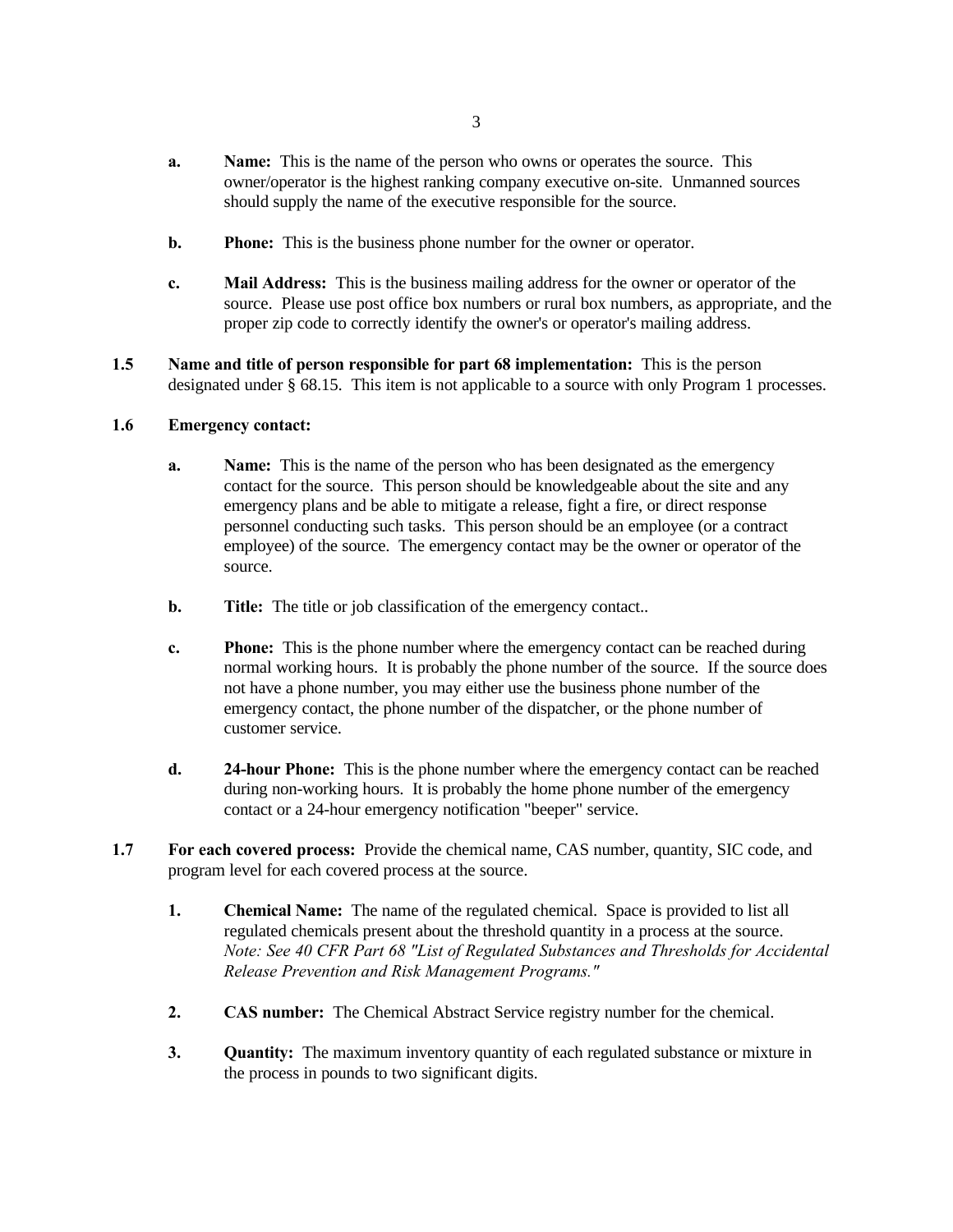**a. Name:** This is the name of the person who owns or operates the source. This owner/operator is the highest ranking company executive on-site. Unmanned sources should supply the name of the executive responsible for the source.

**b. Phone:** This is the business phone number for the owner or operator.

**c. Mail Address:** This is the business mailing address for the owner or operator of the source. Please use post office box numbers or rural box numbers, as appropriate, and the proper zip code to correctly identify the owner's or operator's mailing address.

**1.5 Name and title of person responsible for part 68 implementation:** This is the person designated under § 68.15. This item is not applicable to a source with only Program 1 processes.

**1.6 Emergency contact:**

**a. Name:** This is the name of the person who has been designated as the emergency contact for the source. This person should be knowledgeable about the site and any emergency plans and be able to mitigate a release, fight a fire, or direct response personnel conducting such tasks. This person should be an employee (or a contract employee) of the source. The emergency contact may be the owner or operator of the source.

**b. Title:** The title or job classification of the emergency contact..

**c. Phone:** This is the phone number where the emergency contact can be reached during normal working hours. It is probably the phone number of the source. If the source does not have a phone number, you may either use the business phone number of the emergency contact, the phone number of the dispatcher, or the phone number of customer service.

**d. 24-hour Phone:** This is the phone number where the emergency contact can be reached during non-working hours. It is probably the home phone number of the emergency contact or a 24-hour emergency notification "beeper" service.

**1.7 For each covered process:** Provide the chemical name, CAS number, quantity, SIC code, and program level for each covered process at the source.

**1. Chemical Name:** The name of the regulated chemical. Space is provided to list all regulated chemicals present about the threshold quantity in a process at the source. *Note: See 40 CFR Part 68 "List of Regulated Substances and Thresholds for Accidental Release Prevention and Risk Management Programs."*

**2. CAS number:** The Chemical Abstract Service registry number for the chemical.

**3. Quantity:** The maximum inventory quantity of each regulated substance or mixture in the process in pounds to two significant digits.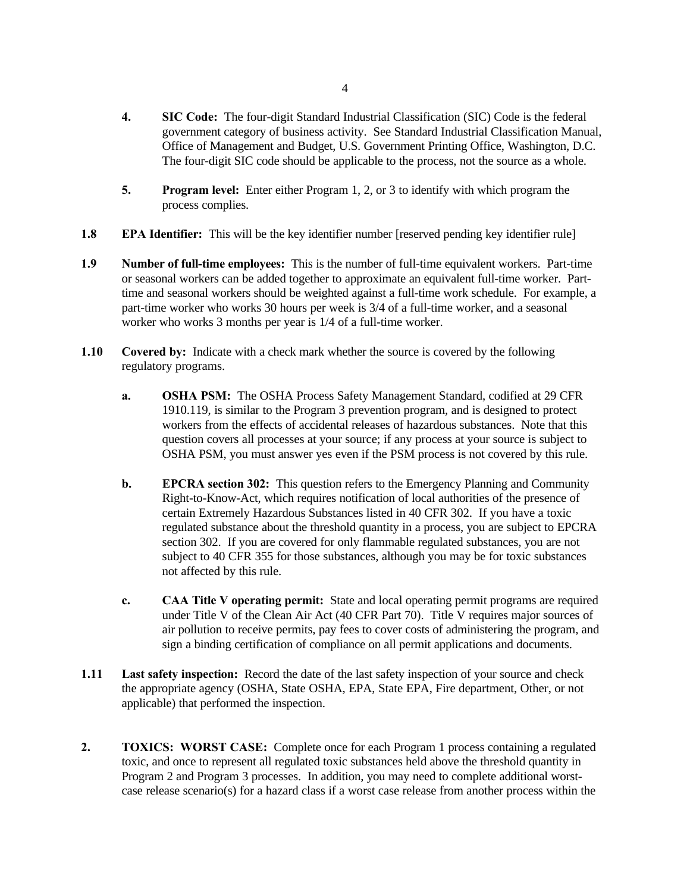4. **SIC Code:** The four-digit Standard Industrial Classification (SIC) Code is the federal government category of business activity. See Standard Industrial Classification Manual, Office of Management and Budget, U.S. Government Printing Office, Washington, D.C. The four-digit SIC code should be applicable to the process, not the source as a whole.

5. **Program level:** Enter either Program 1, 2, or 3 to identify with which program the process complies.

**1.8 EPA Identifier:** This will be the key identifier number [reserved pending key identifier rule]

**1.9 Number of full-time employees:** This is the number of full-time equivalent workers. Part-time or seasonal workers can be added together to approximate an equivalent full-time worker. Part-time and seasonal workers should be weighted against a full-time work schedule. For example, a part-time worker who works 30 hours per week is 3/4 of a full-time worker, and a seasonal worker who works 3 months per year is 1/4 of a full-time worker.

**1.10 Covered by:** Indicate with a check mark whether the source is covered by the following regulatory programs.

a. **OSHA PSM:** The OSHA Process Safety Management Standard, codified at 29 CFR 1910.119, is similar to the Program 3 prevention program, and is designed to protect workers from the effects of accidental releases of hazardous substances. Note that this question covers all processes at your source; if any process at your source is subject to OSHA PSM, you must answer yes even if the PSM process is not covered by this rule.

b. **EPCRA section 302:** This question refers to the Emergency Planning and Community Right-to-Know-Act, which requires notification of local authorities of the presence of certain Extremely Hazardous Substances listed in 40 CFR 302. If you have a toxic regulated substance about the threshold quantity in a process, you are subject to EPCRA section 302. If you are covered for only flammable regulated substances, you are not subject to 40 CFR 355 for those substances, although you may be for toxic substances not affected by this rule.

c. **CAA Title V operating permit:** State and local operating permit programs are required under Title V of the Clean Air Act (40 CFR Part 70). Title V requires major sources of air pollution to receive permits, pay fees to cover costs of administering the program, and sign a binding certification of compliance on all permit applications and documents.

**1.11 Last safety inspection:** Record the date of the last safety inspection of your source and check the appropriate agency (OSHA, State OSHA, EPA, State EPA, Fire department, Other, or not applicable) that performed the inspection.

**2. TOXICS: WORST CASE:** Complete once for each Program 1 process containing a regulated toxic, and once to represent all regulated toxic substances held above the threshold quantity in Program 2 and Program 3 processes. In addition, you may need to complete additional worst-case release scenario(s) for a hazard class if a worst case release from another process within the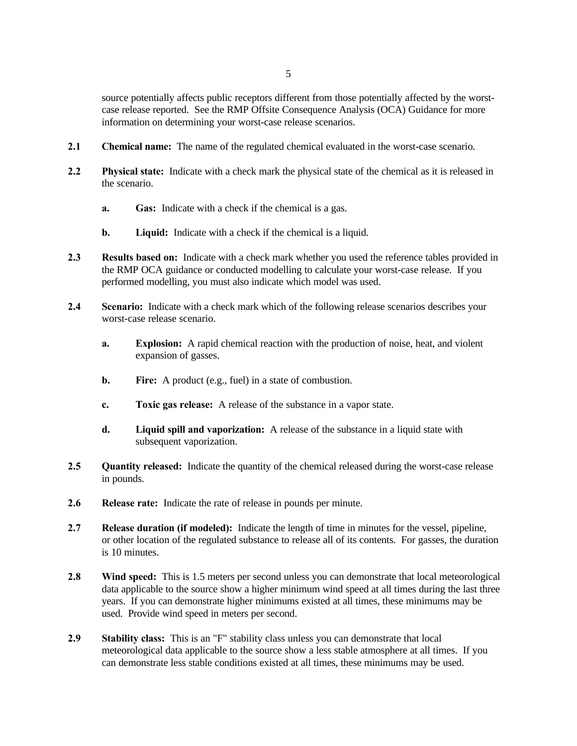source potentially affects public receptors different from those potentially affected by the worst-case release reported. See the RMP Offsite Consequence Analysis (OCA) Guidance for more information on determining your worst-case release scenarios.

**2.1** **Chemical name:** The name of the regulated chemical evaluated in the worst-case scenario.

**2.2** **Physical state:** Indicate with a check mark the physical state of the chemical as it is released in the scenario.

- **a.** **Gas:** Indicate with a check if the chemical is a gas.
- **b.** **Liquid:** Indicate with a check if the chemical is a liquid.

**2.3** **Results based on:** Indicate with a check mark whether you used the reference tables provided in the RMP OCA guidance or conducted modelling to calculate your worst-case release. If you performed modelling, you must also indicate which model was used.

**2.4** **Scenario:** Indicate with a check mark which of the following release scenarios describes your worst-case release scenario.

- **a.** **Explosion:** A rapid chemical reaction with the production of noise, heat, and violent expansion of gasses.
- **b.** **Fire:** A product (e.g., fuel) in a state of combustion.
- **c.** **Toxic gas release:** A release of the substance in a vapor state.
- **d.** **Liquid spill and vaporization:** A release of the substance in a liquid state with subsequent vaporization.

**2.5** **Quantity released:** Indicate the quantity of the chemical released during the worst-case release in pounds.

**2.6** **Release rate:** Indicate the rate of release in pounds per minute.

**2.7** **Release duration (if modeled):** Indicate the length of time in minutes for the vessel, pipeline, or other location of the regulated substance to release all of its contents. For gasses, the duration is 10 minutes.

**2.8** **Wind speed:** This is 1.5 meters per second unless you can demonstrate that local meteorological data applicable to the source show a higher minimum wind speed at all times during the last three years. If you can demonstrate higher minimums existed at all times, these minimums may be used. Provide wind speed in meters per second.

**2.9** **Stability class:** This is an "F" stability class unless you can demonstrate that local meteorological data applicable to the source show a less stable atmosphere at all times. If you can demonstrate less stable conditions existed at all times, these minimums may be used.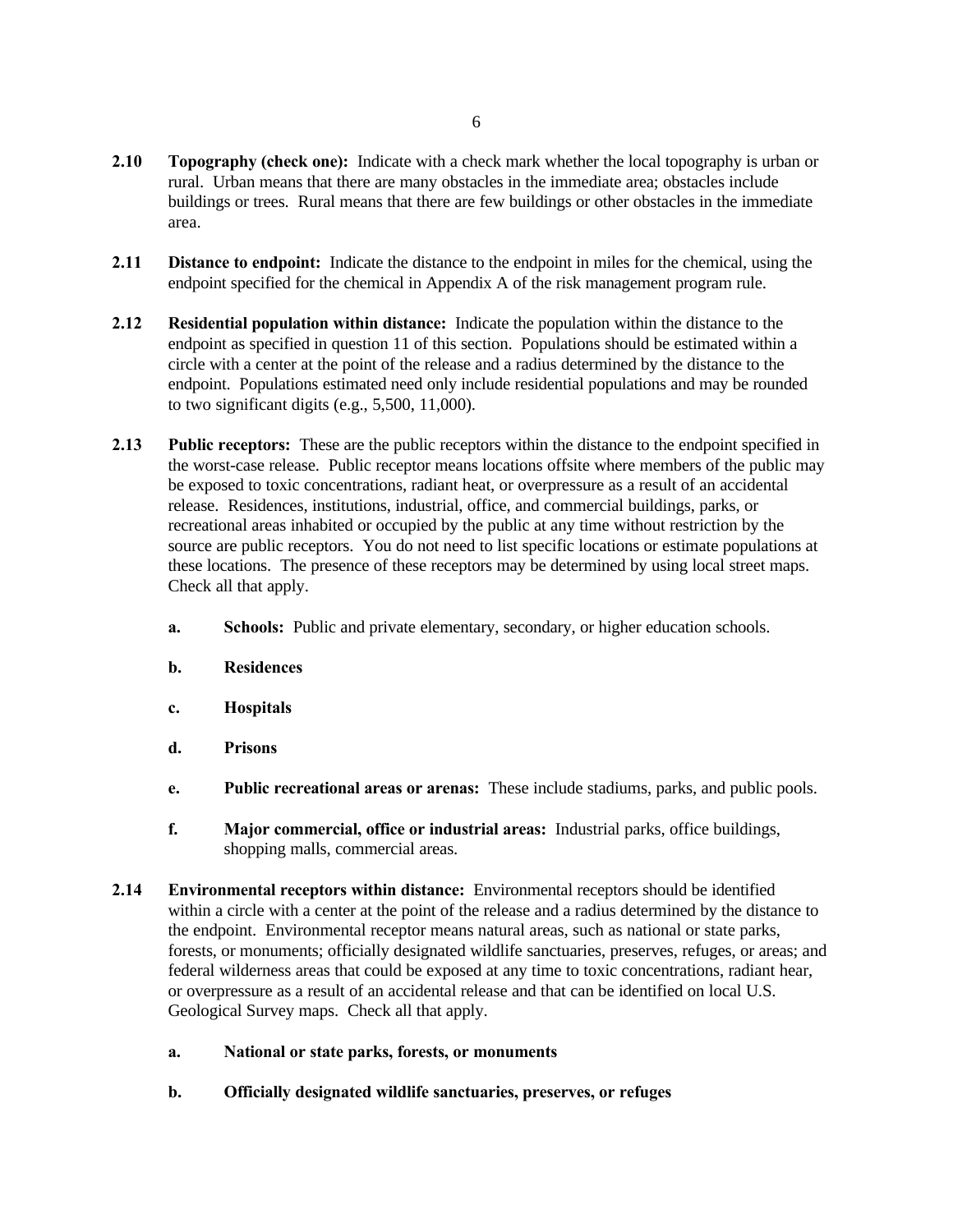**2.10 Topography (check one):** Indicate with a check mark whether the local topography is urban or rural. Urban means that there are many obstacles in the immediate area; obstacles include buildings or trees. Rural means that there are few buildings or other obstacles in the immediate area.

**2.11 Distance to endpoint:** Indicate the distance to the endpoint in miles for the chemical, using the endpoint specified for the chemical in Appendix A of the risk management program rule.

**2.12 Residential population within distance:** Indicate the population within the distance to the endpoint as specified in question 11 of this section. Populations should be estimated within a circle with a center at the point of the release and a radius determined by the distance to the endpoint. Populations estimated need only include residential populations and may be rounded to two significant digits (e.g., 5,500, 11,000).

**2.13 Public receptors:** These are the public receptors within the distance to the endpoint specified in the worst-case release. Public receptor means locations offsite where members of the public may be exposed to toxic concentrations, radiant heat, or overpressure as a result of an accidental release. Residences, institutions, industrial, office, and commercial buildings, parks, or recreational areas inhabited or occupied by the public at any time without restriction by the source are public receptors. You do not need to list specific locations or estimate populations at these locations. The presence of these receptors may be determined by using local street maps. Check all that apply.

- **a. Schools:** Public and private elementary, secondary, or higher education schools.
- **b. Residences**
- **c. Hospitals**
- **d. Prisons**
- **e. Public recreational areas or arenas:** These include stadiums, parks, and public pools.
- **f. Major commercial, office or industrial areas:** Industrial parks, office buildings, shopping malls, commercial areas.

**2.14 Environmental receptors within distance:** Environmental receptors should be identified within a circle with a center at the point of the release and a radius determined by the distance to the endpoint. Environmental receptor means natural areas, such as national or state parks, forests, or monuments; officially designated wildlife sanctuaries, preserves, refuges, or areas; and federal wilderness areas that could be exposed at any time to toxic concentrations, radiant hear, or overpressure as a result of an accidental release and that can be identified on local U.S. Geological Survey maps. Check all that apply.

- **a. National or state parks, forests, or monuments**
- **b. Officially designated wildlife sanctuaries, preserves, or refuges**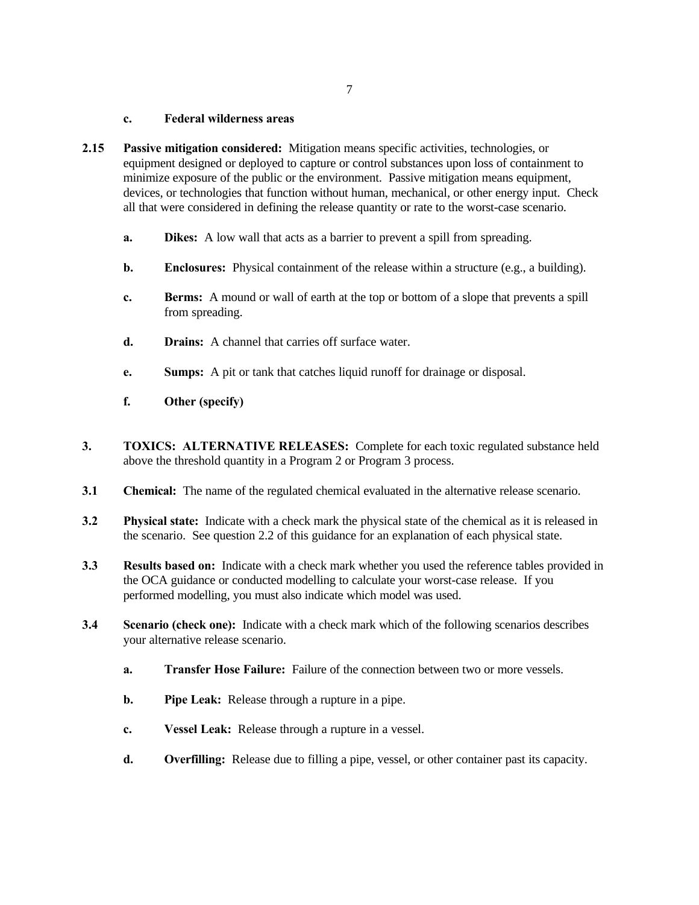**c. Federal wilderness areas**

**2.15 Passive mitigation considered:** Mitigation means specific activities, technologies, or equipment designed or deployed to capture or control substances upon loss of containment to minimize exposure of the public or the environment. Passive mitigation means equipment, devices, or technologies that function without human, mechanical, or other energy input. Check all that were considered in defining the release quantity or rate to the worst-case scenario.

**a. Dikes:** A low wall that acts as a barrier to prevent a spill from spreading.

**b. Enclosures:** Physical containment of the release within a structure (e.g., a building).

**c. Berms:** A mound or wall of earth at the top or bottom of a slope that prevents a spill from spreading.

**d. Drains:** A channel that carries off surface water.

**e. Sumps:** A pit or tank that catches liquid runoff for drainage or disposal.

**f. Other (specify)**

**3. TOXICS: ALTERNATIVE RELEASES:** Complete for each toxic regulated substance held above the threshold quantity in a Program 2 or Program 3 process.

**3.1 Chemical:** The name of the regulated chemical evaluated in the alternative release scenario.

**3.2 Physical state:** Indicate with a check mark the physical state of the chemical as it is released in the scenario. See question 2.2 of this guidance for an explanation of each physical state.

**3.3 Results based on:** Indicate with a check mark whether you used the reference tables provided in the OCA guidance or conducted modelling to calculate your worst-case release. If you performed modelling, you must also indicate which model was used.

**3.4 Scenario (check one):** Indicate with a check mark which of the following scenarios describes your alternative release scenario.

**a. Transfer Hose Failure:** Failure of the connection between two or more vessels.

**b. Pipe Leak:** Release through a rupture in a pipe.

**c. Vessel Leak:** Release through a rupture in a vessel.

**d. Overfilling:** Release due to filling a pipe, vessel, or other container past its capacity.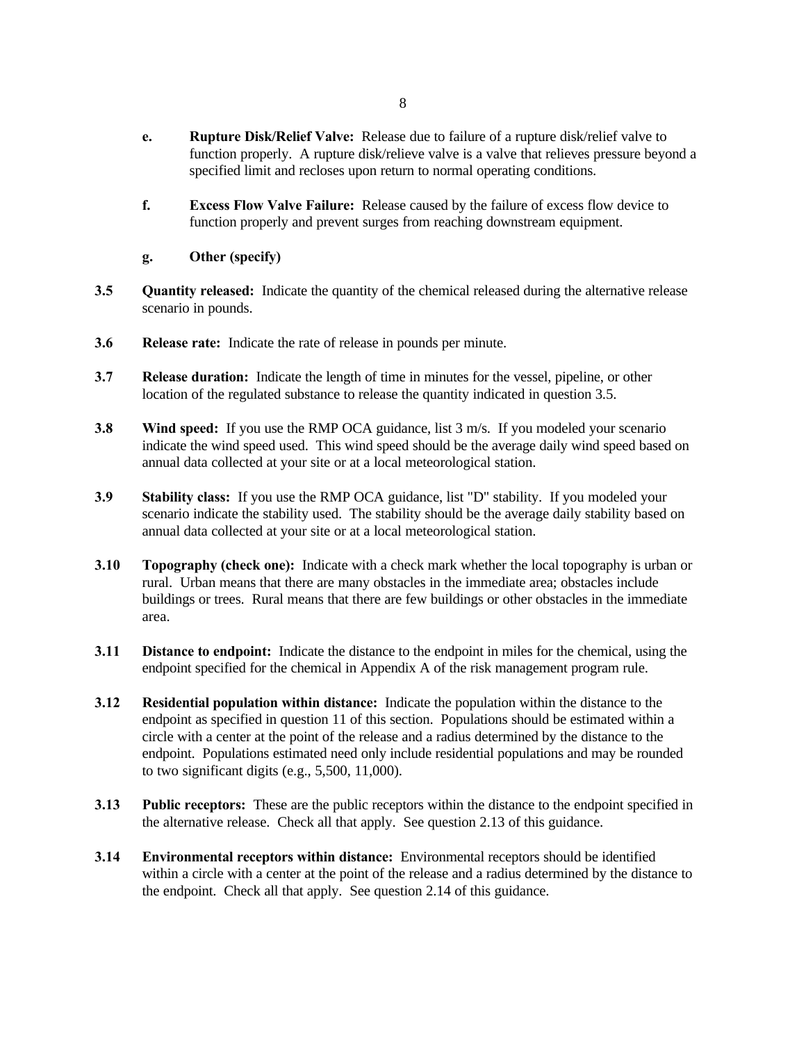**e.** **Rupture Disk/Relief Valve:** Release due to failure of a rupture disk/relief valve to function properly. A rupture disk/relieve valve is a valve that relieves pressure beyond a specified limit and recloses upon return to normal operating conditions.

**f.** **Excess Flow Valve Failure:** Release caused by the failure of excess flow device to function properly and prevent surges from reaching downstream equipment.

**g.** **Other (specify)**

**3.5** **Quantity released:** Indicate the quantity of the chemical released during the alternative release scenario in pounds.

**3.6** **Release rate:** Indicate the rate of release in pounds per minute.

**3.7** **Release duration:** Indicate the length of time in minutes for the vessel, pipeline, or other location of the regulated substance to release the quantity indicated in question 3.5.

**3.8** **Wind speed:** If you use the RMP OCA guidance, list 3 m/s. If you modeled your scenario indicate the wind speed used. This wind speed should be the average daily wind speed based on annual data collected at your site or at a local meteorological station.

**3.9** **Stability class:** If you use the RMP OCA guidance, list "D" stability. If you modeled your scenario indicate the stability used. The stability should be the average daily stability based on annual data collected at your site or at a local meteorological station.

**3.10** **Topography (check one):** Indicate with a check mark whether the local topography is urban or rural. Urban means that there are many obstacles in the immediate area; obstacles include buildings or trees. Rural means that there are few buildings or other obstacles in the immediate area.

**3.11** **Distance to endpoint:** Indicate the distance to the endpoint in miles for the chemical, using the endpoint specified for the chemical in Appendix A of the risk management program rule.

**3.12** **Residential population within distance:** Indicate the population within the distance to the endpoint as specified in question 11 of this section. Populations should be estimated within a circle with a center at the point of the release and a radius determined by the distance to the endpoint. Populations estimated need only include residential populations and may be rounded to two significant digits (e.g., 5,500, 11,000).

**3.13** **Public receptors:** These are the public receptors within the distance to the endpoint specified in the alternative release. Check all that apply. See question 2.13 of this guidance.

**3.14** **Environmental receptors within distance:** Environmental receptors should be identified within a circle with a center at the point of the release and a radius determined by the distance to the endpoint. Check all that apply. See question 2.14 of this guidance.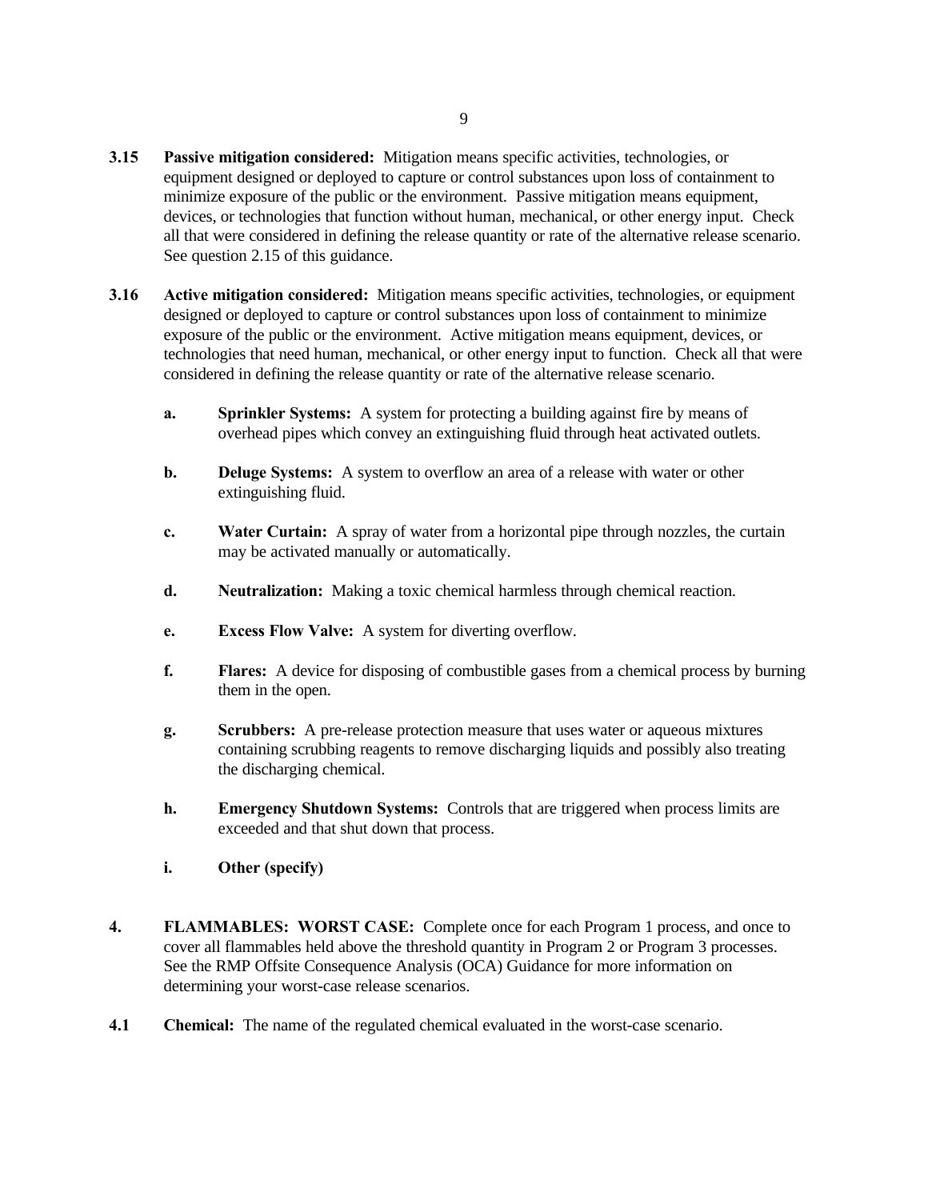**3.15 Passive mitigation considered:** Mitigation means specific activities, technologies, or equipment designed or deployed to capture or control substances upon loss of containment to minimize exposure of the public or the environment. Passive mitigation means equipment, devices, or technologies that function without human, mechanical, or other energy input. Check all that were considered in defining the release quantity or rate of the alternative release scenario. See question 2.15 of this guidance.

**3.16 Active mitigation considered:** Mitigation means specific activities, technologies, or equipment designed or deployed to capture or control substances upon loss of containment to minimize exposure of the public or the environment. Active mitigation means equipment, devices, or technologies that need human, mechanical, or other energy input to function. Check all that were considered in defining the release quantity or rate of the alternative release scenario.

- **a. Sprinkler Systems:** A system for protecting a building against fire by means of overhead pipes which convey an extinguishing fluid through heat activated outlets.
- **b. Deluge Systems:** A system to overflow an area of a release with water or other extinguishing fluid.
- **c. Water Curtain:** A spray of water from a horizontal pipe through nozzles, the curtain may be activated manually or automatically.
- **d. Neutralization:** Making a toxic chemical harmless through chemical reaction.
- **e. Excess Flow Valve:** A system for diverting overflow.
- **f. Flares:** A device for disposing of combustible gases from a chemical process by burning them in the open.
- **g. Scrubbers:** A pre-release protection measure that uses water or aqueous mixtures containing scrubbing reagents to remove discharging liquids and possibly also treating the discharging chemical.
- **h. Emergency Shutdown Systems:** Controls that are triggered when process limits are exceeded and that shut down that process.
- **i. Other (specify)**

**4. FLAMMABLES: WORST CASE:** Complete once for each Program 1 process, and once to cover all flammables held above the threshold quantity in Program 2 or Program 3 processes. See the RMP Offsite Consequence Analysis (OCA) Guidance for more information on determining your worst-case release scenarios.

**4.1 Chemical:** The name of the regulated chemical evaluated in the worst-case scenario.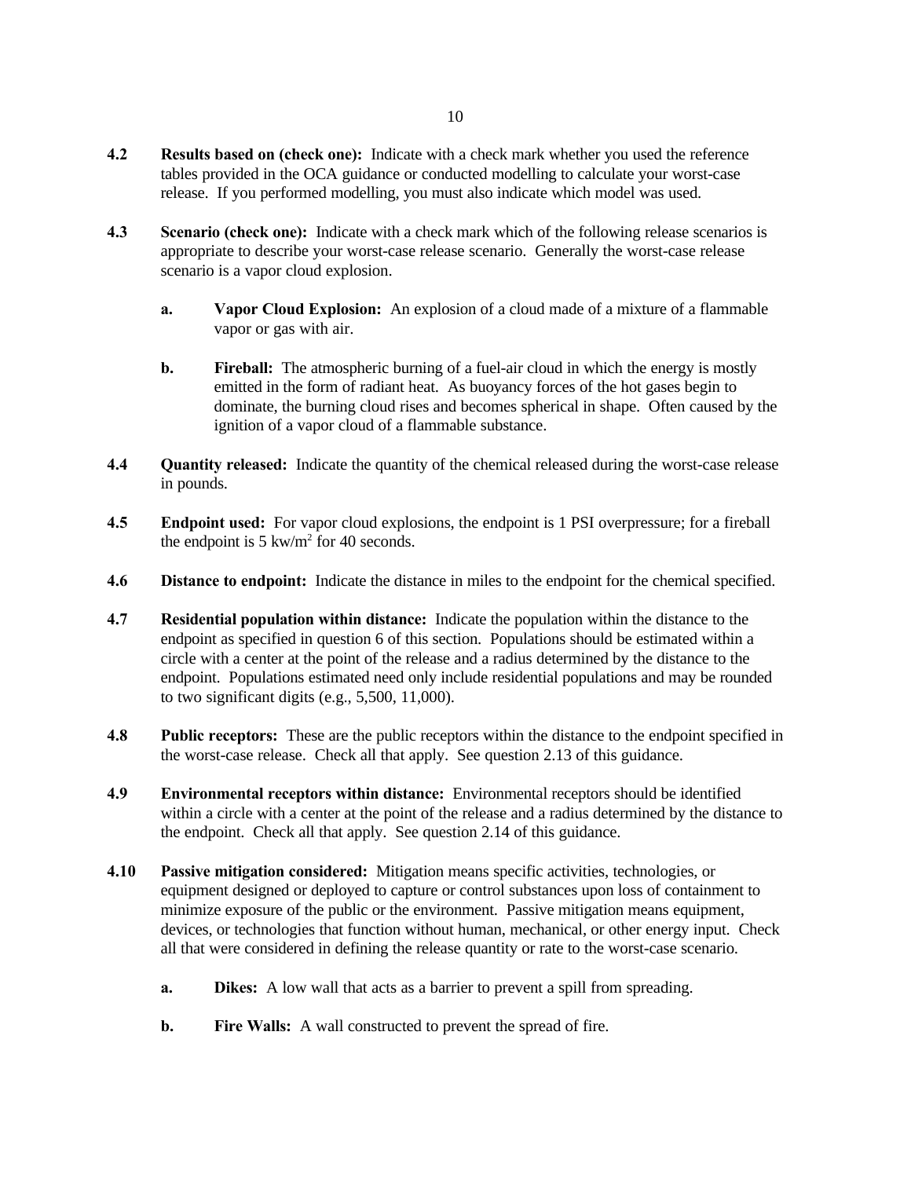**4.2** **Results based on (check one):** Indicate with a check mark whether you used the reference tables provided in the OCA guidance or conducted modelling to calculate your worst-case release. If you performed modelling, you must also indicate which model was used.

**4.3** **Scenario (check one):** Indicate with a check mark which of the following release scenarios is appropriate to describe your worst-case release scenario. Generally the worst-case release scenario is a vapor cloud explosion.

- **a.** **Vapor Cloud Explosion:** An explosion of a cloud made of a mixture of a flammable vapor or gas with air.

- **b.** **Fireball:** The atmospheric burning of a fuel-air cloud in which the energy is mostly emitted in the form of radiant heat. As buoyancy forces of the hot gases begin to dominate, the burning cloud rises and becomes spherical in shape. Often caused by the ignition of a vapor cloud of a flammable substance.

**4.4** **Quantity released:** Indicate the quantity of the chemical released during the worst-case release in pounds.

**4.5** **Endpoint used:** For vapor cloud explosions, the endpoint is 1 PSI overpressure; for a fireball the endpoint is 5 $kw/m^2$ for 40 seconds.

**4.6** **Distance to endpoint:** Indicate the distance in miles to the endpoint for the chemical specified.

**4.7** **Residential population within distance:** Indicate the population within the distance to the endpoint as specified in question 6 of this section. Populations should be estimated within a circle with a center at the point of the release and a radius determined by the distance to the endpoint. Populations estimated need only include residential populations and may be rounded to two significant digits (e.g., 5,500, 11,000).

**4.8** **Public receptors:** These are the public receptors within the distance to the endpoint specified in the worst-case release. Check all that apply. See question 2.13 of this guidance.

**4.9** **Environmental receptors within distance:** Environmental receptors should be identified within a circle with a center at the point of the release and a radius determined by the distance to the endpoint. Check all that apply. See question 2.14 of this guidance.

**4.10** **Passive mitigation considered:** Mitigation means specific activities, technologies, or equipment designed or deployed to capture or control substances upon loss of containment to minimize exposure of the public or the environment. Passive mitigation means equipment, devices, or technologies that function without human, mechanical, or other energy input. Check all that were considered in defining the release quantity or rate to the worst-case scenario.

- **a.** **Dikes:** A low wall that acts as a barrier to prevent a spill from spreading.

- **b.** **Fire Walls:** A wall constructed to prevent the spread of fire.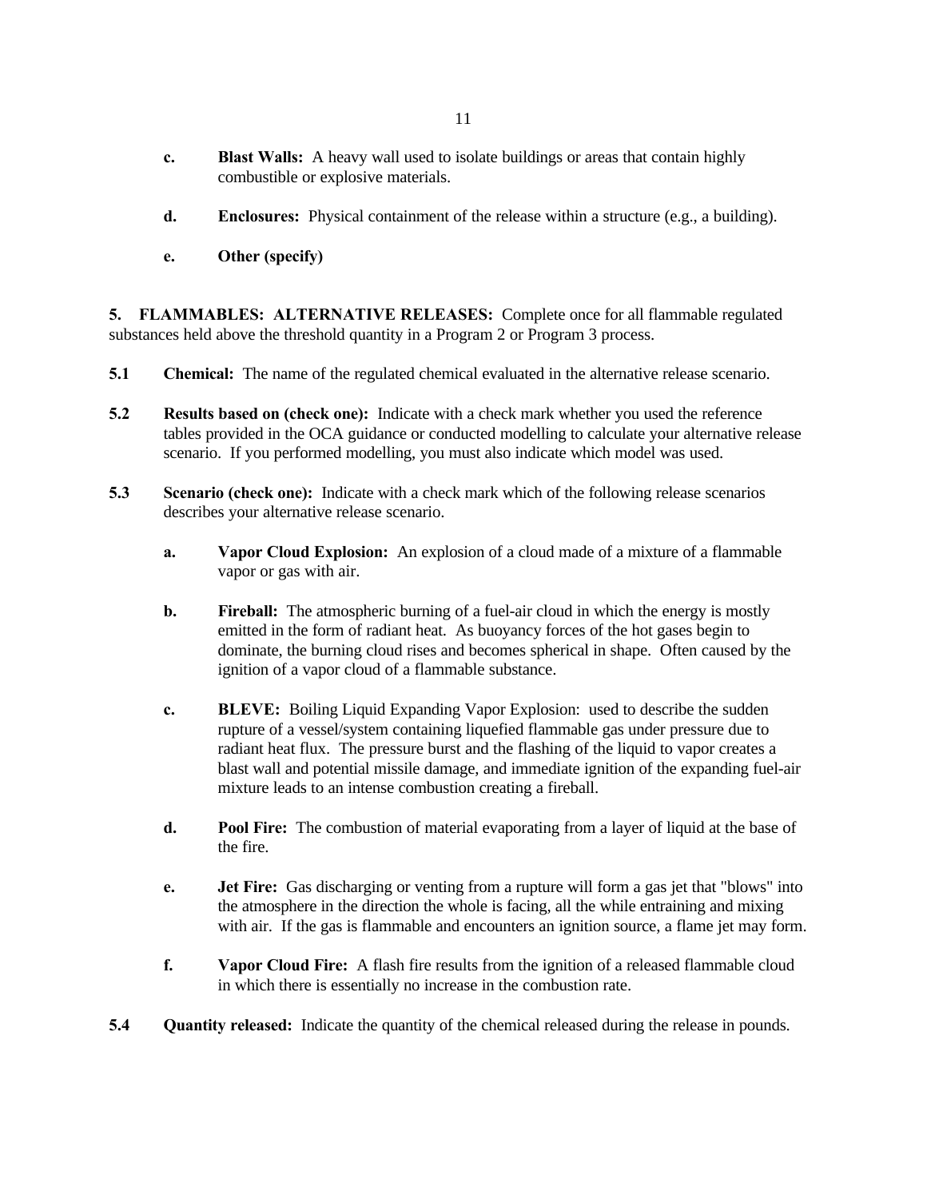**c.** **Blast Walls:** A heavy wall used to isolate buildings or areas that contain highly combustible or explosive materials.

**d.** **Enclosures:** Physical containment of the release within a structure (e.g., a building).

**e.** **Other (specify)**

**5. FLAMMABLES: ALTERNATIVE RELEASES:** Complete once for all flammable regulated substances held above the threshold quantity in a Program 2 or Program 3 process.

**5.1** **Chemical:** The name of the regulated chemical evaluated in the alternative release scenario.

**5.2** **Results based on (check one):** Indicate with a check mark whether you used the reference tables provided in the OCA guidance or conducted modelling to calculate your alternative release scenario. If you performed modelling, you must also indicate which model was used.

**5.3** **Scenario (check one):** Indicate with a check mark which of the following release scenarios describes your alternative release scenario.

**a.** **Vapor Cloud Explosion:** An explosion of a cloud made of a mixture of a flammable vapor or gas with air.

**b.** **Fireball:** The atmospheric burning of a fuel-air cloud in which the energy is mostly emitted in the form of radiant heat. As buoyancy forces of the hot gases begin to dominate, the burning cloud rises and becomes spherical in shape. Often caused by the ignition of a vapor cloud of a flammable substance.

**c.** **BLEVE:** Boiling Liquid Expanding Vapor Explosion: used to describe the sudden rupture of a vessel/system containing liquefied flammable gas under pressure due to radiant heat flux. The pressure burst and the flashing of the liquid to vapor creates a blast wall and potential missile damage, and immediate ignition of the expanding fuel-air mixture leads to an intense combustion creating a fireball.

**d.** **Pool Fire:** The combustion of material evaporating from a layer of liquid at the base of the fire.

**e.** **Jet Fire:** Gas discharging or venting from a rupture will form a gas jet that "blows" into the atmosphere in the direction the whole is facing, all the while entraining and mixing with air. If the gas is flammable and encounters an ignition source, a flame jet may form.

**f.** **Vapor Cloud Fire:** A flash fire results from the ignition of a released flammable cloud in which there is essentially no increase in the combustion rate.

**5.4** **Quantity released:** Indicate the quantity of the chemical released during the release in pounds.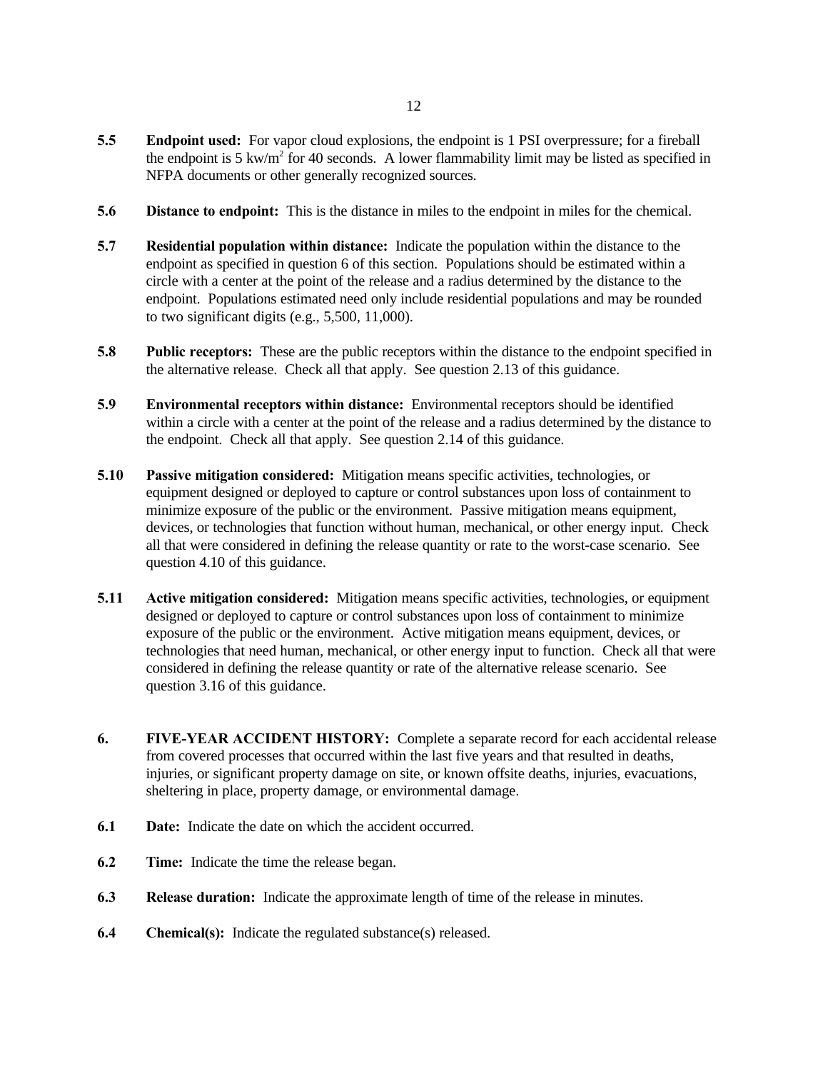**5.5 Endpoint used:** For vapor cloud explosions, the endpoint is 1 PSI overpressure; for a fireball the endpoint is 5 kw/$m^2$ for 40 seconds. A lower flammability limit may be listed as specified in NFPA documents or other generally recognized sources.

**5.6 Distance to endpoint:** This is the distance in miles to the endpoint in miles for the chemical.

**5.7 Residential population within distance:** Indicate the population within the distance to the endpoint as specified in question 6 of this section. Populations should be estimated within a circle with a center at the point of the release and a radius determined by the distance to the endpoint. Populations estimated need only include residential populations and may be rounded to two significant digits (e.g., 5,500, 11,000).

**5.8 Public receptors:** These are the public receptors within the distance to the endpoint specified in the alternative release. Check all that apply. See question 2.13 of this guidance.

**5.9 Environmental receptors within distance:** Environmental receptors should be identified within a circle with a center at the point of the release and a radius determined by the distance to the endpoint. Check all that apply. See question 2.14 of this guidance.

**5.10 Passive mitigation considered:** Mitigation means specific activities, technologies, or equipment designed or deployed to capture or control substances upon loss of containment to minimize exposure of the public or the environment. Passive mitigation means equipment, devices, or technologies that function without human, mechanical, or other energy input. Check all that were considered in defining the release quantity or rate to the worst-case scenario. See question 4.10 of this guidance.

**5.11 Active mitigation considered:** Mitigation means specific activities, technologies, or equipment designed or deployed to capture or control substances upon loss of containment to minimize exposure of the public or the environment. Active mitigation means equipment, devices, or technologies that need human, mechanical, or other energy input to function. Check all that were considered in defining the release quantity or rate of the alternative release scenario. See question 3.16 of this guidance.

**6. FIVE-YEAR ACCIDENT HISTORY:** Complete a separate record for each accidental release from covered processes that occurred within the last five years and that resulted in deaths, injuries, or significant property damage on site, or known offsite deaths, injuries, evacuations, sheltering in place, property damage, or environmental damage.

**6.1 Date:** Indicate the date on which the accident occurred.

**6.2 Time:** Indicate the time the release began.

**6.3 Release duration:** Indicate the approximate length of time of the release in minutes.

**6.4 Chemical(s):** Indicate the regulated substance(s) released.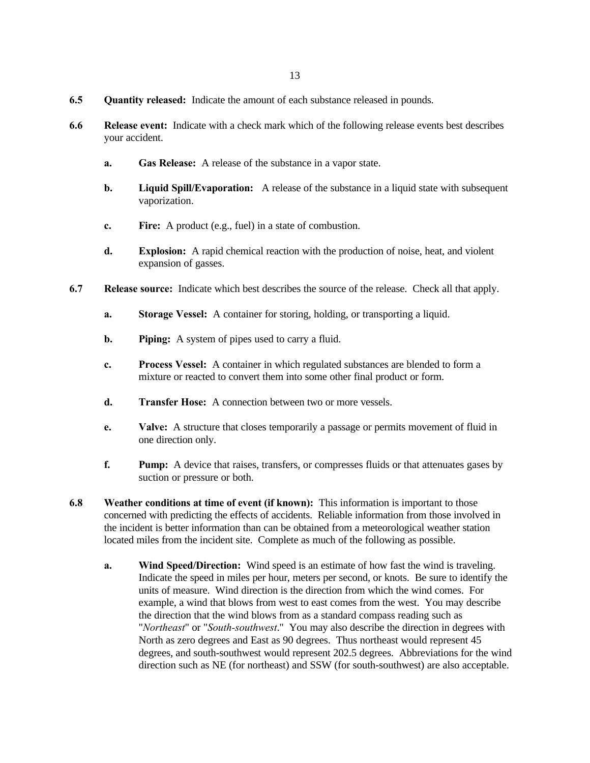**6.5 Quantity released:** Indicate the amount of each substance released in pounds.

**6.6 Release event:** Indicate with a check mark which of the following release events best describes your accident.

- **a. Gas Release:** A release of the substance in a vapor state.
- **b. Liquid Spill/Evaporation:** A release of the substance in a liquid state with subsequent vaporization.
- **c. Fire:** A product (e.g., fuel) in a state of combustion.
- **d. Explosion:** A rapid chemical reaction with the production of noise, heat, and violent expansion of gasses.

**6.7 Release source:** Indicate which best describes the source of the release. Check all that apply.

- **a. Storage Vessel:** A container for storing, holding, or transporting a liquid.
- **b. Piping:** A system of pipes used to carry a fluid.
- **c. Process Vessel:** A container in which regulated substances are blended to form a mixture or reacted to convert them into some other final product or form.
- **d. Transfer Hose:** A connection between two or more vessels.
- **e. Valve:** A structure that closes temporarily a passage or permits movement of fluid in one direction only.
- **f. Pump:** A device that raises, transfers, or compresses fluids or that attenuates gases by suction or pressure or both.

**6.8 Weather conditions at time of event (if known):** This information is important to those concerned with predicting the effects of accidents. Reliable information from those involved in the incident is better information than can be obtained from a meteorological weather station located miles from the incident site. Complete as much of the following as possible.

- **a. Wind Speed/Direction:** Wind speed is an estimate of how fast the wind is traveling. Indicate the speed in miles per hour, meters per second, or knots. Be sure to identify the units of measure. Wind direction is the direction from which the wind comes. For example, a wind that blows from west to east comes from the west. You may describe the direction that the wind blows from as a standard compass reading such as "*Northeast*" or "*South-southwest*." You may also describe the direction in degrees with North as zero degrees and East as 90 degrees. Thus northeast would represent 45 degrees, and south-southwest would represent 202.5 degrees. Abbreviations for the wind direction such as NE (for northeast) and SSW (for south-southwest) are also acceptable.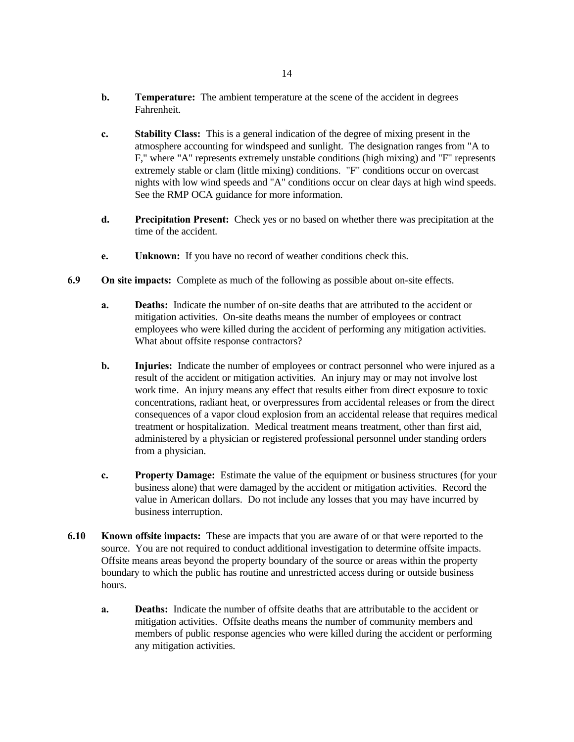**b.** **Temperature:** The ambient temperature at the scene of the accident in degrees Fahrenheit.

**c.** **Stability Class:** This is a general indication of the degree of mixing present in the atmosphere accounting for windspeed and sunlight. The designation ranges from "A to F," where "A" represents extremely unstable conditions (high mixing) and "F" represents extremely stable or clam (little mixing) conditions. "F" conditions occur on overcast nights with low wind speeds and "A" conditions occur on clear days at high wind speeds. See the RMP OCA guidance for more information.

**d.** **Precipitation Present:** Check yes or no based on whether there was precipitation at the time of the accident.

**e.** **Unknown:** If you have no record of weather conditions check this.

**6.9** **On site impacts:** Complete as much of the following as possible about on-site effects.

**a.** **Deaths:** Indicate the number of on-site deaths that are attributed to the accident or mitigation activities. On-site deaths means the number of employees or contract employees who were killed during the accident of performing any mitigation activities. What about offsite response contractors?

**b.** **Injuries:** Indicate the number of employees or contract personnel who were injured as a result of the accident or mitigation activities. An injury may or may not involve lost work time. An injury means any effect that results either from direct exposure to toxic concentrations, radiant heat, or overpressures from accidental releases or from the direct consequences of a vapor cloud explosion from an accidental release that requires medical treatment or hospitalization. Medical treatment means treatment, other than first aid, administered by a physician or registered professional personnel under standing orders from a physician.

**c.** **Property Damage:** Estimate the value of the equipment or business structures (for your business alone) that were damaged by the accident or mitigation activities. Record the value in American dollars. Do not include any losses that you may have incurred by business interruption.

**6.10** **Known offsite impacts:** These are impacts that you are aware of or that were reported to the source. You are not required to conduct additional investigation to determine offsite impacts. Offsite means areas beyond the property boundary of the source or areas within the property boundary to which the public has routine and unrestricted access during or outside business hours.

**a.** **Deaths:** Indicate the number of offsite deaths that are attributable to the accident or mitigation activities. Offsite deaths means the number of community members and members of public response agencies who were killed during the accident or performing any mitigation activities.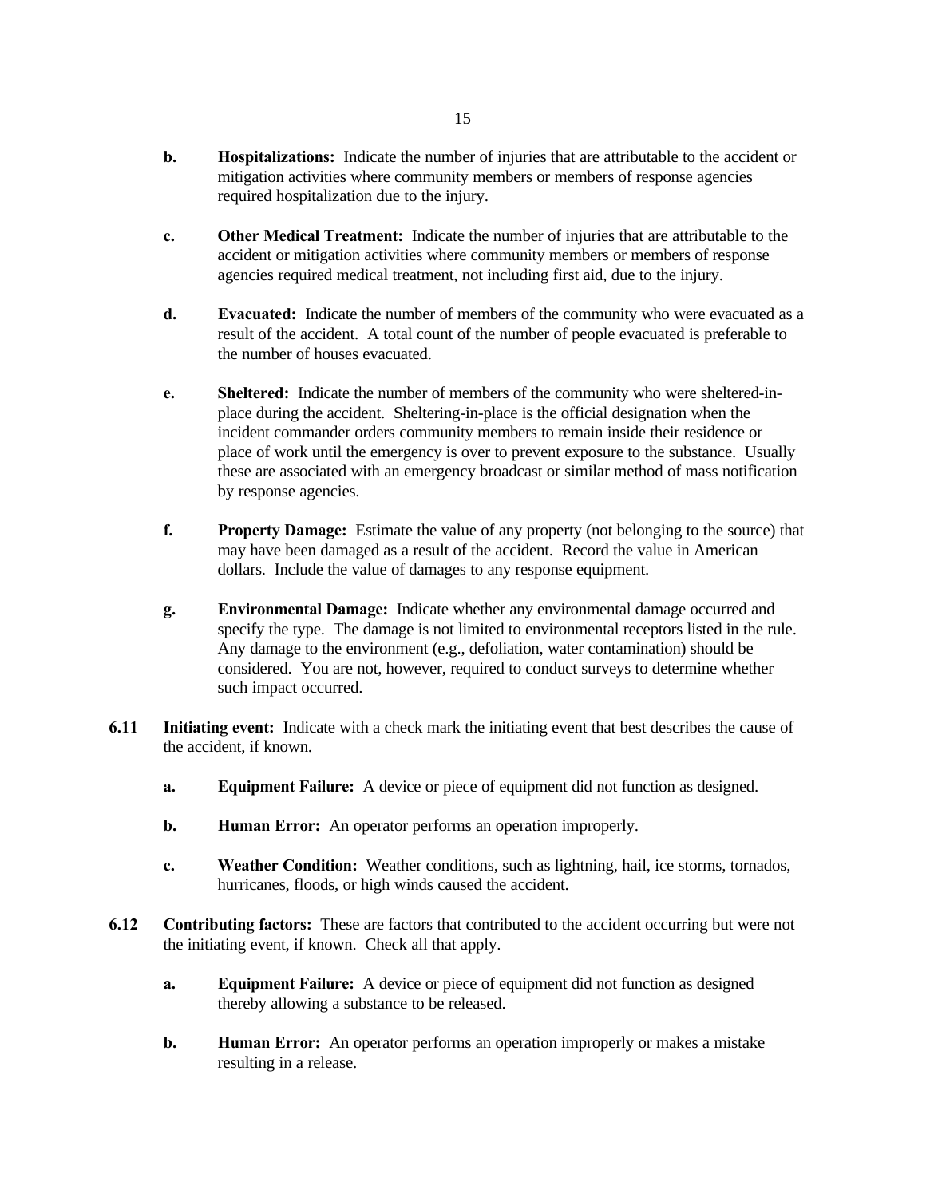- **b.** **Hospitalizations:** Indicate the number of injuries that are attributable to the accident or mitigation activities where community members or members of response agencies required hospitalization due to the injury.

- **c.** **Other Medical Treatment:** Indicate the number of injuries that are attributable to the accident or mitigation activities where community members or members of response agencies required medical treatment, not including first aid, due to the injury.

- **d.** **Evacuated:** Indicate the number of members of the community who were evacuated as a result of the accident. A total count of the number of people evacuated is preferable to the number of houses evacuated.

- **e.** **Sheltered:** Indicate the number of members of the community who were sheltered-in-place during the accident. Sheltering-in-place is the official designation when the incident commander orders community members to remain inside their residence or place of work until the emergency is over to prevent exposure to the substance. Usually these are associated with an emergency broadcast or similar method of mass notification by response agencies.

- **f.** **Property Damage:** Estimate the value of any property (not belonging to the source) that may have been damaged as a result of the accident. Record the value in American dollars. Include the value of damages to any response equipment.

- **g.** **Environmental Damage:** Indicate whether any environmental damage occurred and specify the type. The damage is not limited to environmental receptors listed in the rule. Any damage to the environment (e.g., defoliation, water contamination) should be considered. You are not, however, required to conduct surveys to determine whether such impact occurred.

**6.11** **Initiating event:** Indicate with a check mark the initiating event that best describes the cause of the accident, if known.

- **a.** **Equipment Failure:** A device or piece of equipment did not function as designed.

- **b.** **Human Error:** An operator performs an operation improperly.

- **c.** **Weather Condition:** Weather conditions, such as lightning, hail, ice storms, tornados, hurricanes, floods, or high winds caused the accident.

**6.12** **Contributing factors:** These are factors that contributed to the accident occurring but were not the initiating event, if known. Check all that apply.

- **a.** **Equipment Failure:** A device or piece of equipment did not function as designed thereby allowing a substance to be released.

- **b.** **Human Error:** An operator performs an operation improperly or makes a mistake resulting in a release.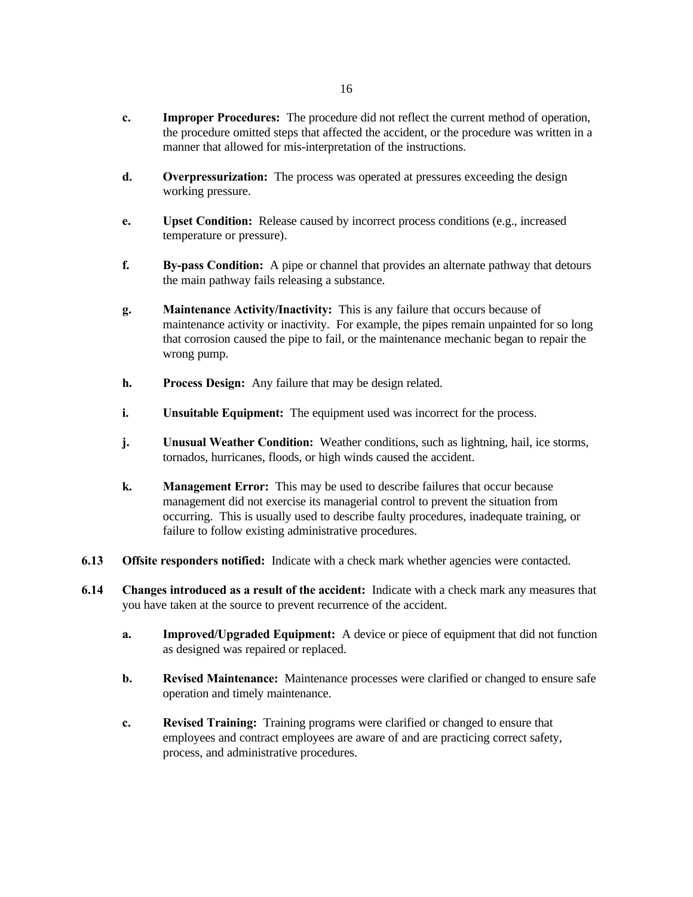- **c.** **Improper Procedures:** The procedure did not reflect the current method of operation, the procedure omitted steps that affected the accident, or the procedure was written in a manner that allowed for mis-interpretation of the instructions.

- **d.** **Overpressurization:** The process was operated at pressures exceeding the design working pressure.

- **e.** **Upset Condition:** Release caused by incorrect process conditions (e.g., increased temperature or pressure).

- **f.** **By-pass Condition:** A pipe or channel that provides an alternate pathway that detours the main pathway fails releasing a substance.

- **g.** **Maintenance Activity/Inactivity:** This is any failure that occurs because of maintenance activity or inactivity. For example, the pipes remain unpainted for so long that corrosion caused the pipe to fail, or the maintenance mechanic began to repair the wrong pump.

- **h.** **Process Design:** Any failure that may be design related.

- **i.** **Unsuitable Equipment:** The equipment used was incorrect for the process.

- **j.** **Unusual Weather Condition:** Weather conditions, such as lightning, hail, ice storms, tornados, hurricanes, floods, or high winds caused the accident.

- **k.** **Management Error:** This may be used to describe failures that occur because management did not exercise its managerial control to prevent the situation from occurring. This is usually used to describe faulty procedures, inadequate training, or failure to follow existing administrative procedures.

**6.13** **Offsite responders notified:** Indicate with a check mark whether agencies were contacted.

**6.14** **Changes introduced as a result of the accident:** Indicate with a check mark any measures that you have taken at the source to prevent recurrence of the accident.

- **a.** **Improved/Upgraded Equipment:** A device or piece of equipment that did not function as designed was repaired or replaced.

- **b.** **Revised Maintenance:** Maintenance processes were clarified or changed to ensure safe operation and timely maintenance.

- **c.** **Revised Training:** Training programs were clarified or changed to ensure that employees and contract employees are aware of and are practicing correct safety, process, and administrative procedures.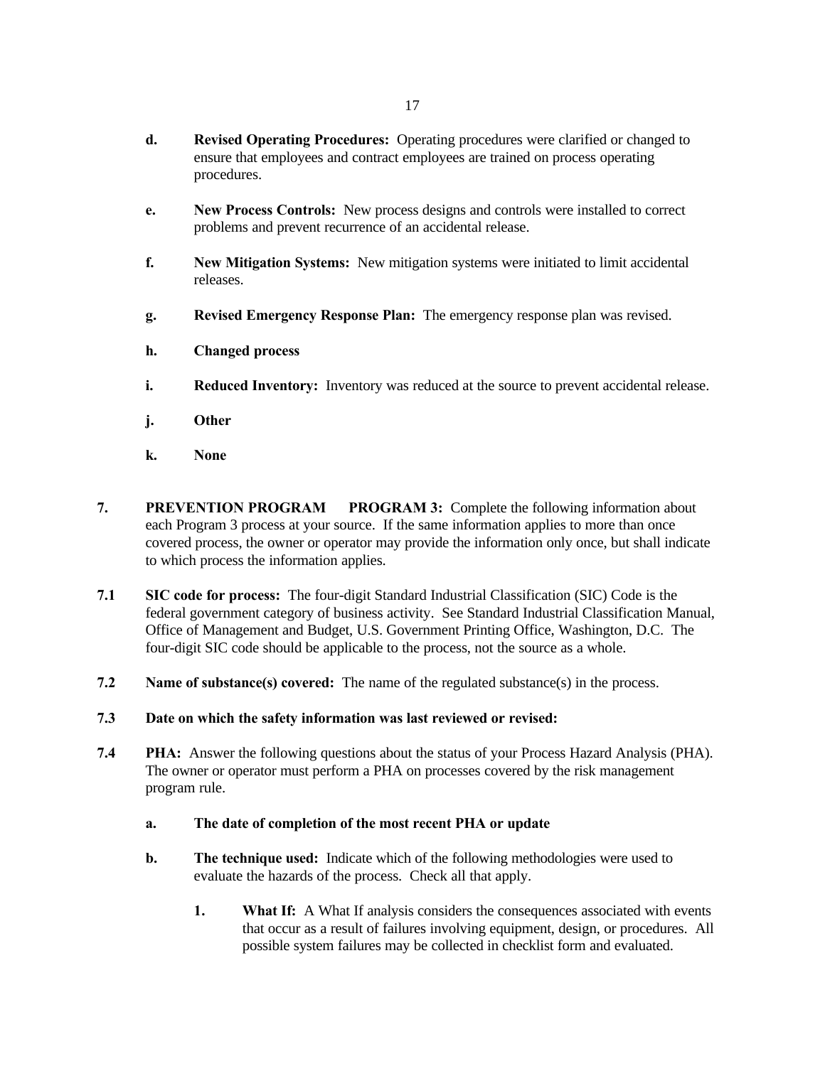**d.** **Revised Operating Procedures:** Operating procedures were clarified or changed to ensure that employees and contract employees are trained on process operating procedures.

**e.** **New Process Controls:** New process designs and controls were installed to correct problems and prevent recurrence of an accidental release.

**f.** **New Mitigation Systems:** New mitigation systems were initiated to limit accidental releases.

**g.** **Revised Emergency Response Plan:** The emergency response plan was revised.

**h.** **Changed process**

**i.** **Reduced Inventory:** Inventory was reduced at the source to prevent accidental release.

**j.** **Other**

**k.** **None**

**7.** **PREVENTION PROGRAM  PROGRAM 3:** Complete the following information about each Program 3 process at your source. If the same information applies to more than once covered process, the owner or operator may provide the information only once, but shall indicate to which process the information applies.

**7.1** **SIC code for process:** The four-digit Standard Industrial Classification (SIC) Code is the federal government category of business activity. See Standard Industrial Classification Manual, Office of Management and Budget, U.S. Government Printing Office, Washington, D.C. The four-digit SIC code should be applicable to the process, not the source as a whole.

**7.2** **Name of substance(s) covered:** The name of the regulated substance(s) in the process.

**7.3** **Date on which the safety information was last reviewed or revised:**

**7.4** **PHA:** Answer the following questions about the status of your Process Hazard Analysis (PHA). The owner or operator must perform a PHA on processes covered by the risk management program rule.

**a.** **The date of completion of the most recent PHA or update**

**b.** **The technique used:** Indicate which of the following methodologies were used to evaluate the hazards of the process. Check all that apply.

**1.** **What If:** A What If analysis considers the consequences associated with events that occur as a result of failures involving equipment, design, or procedures. All possible system failures may be collected in checklist form and evaluated.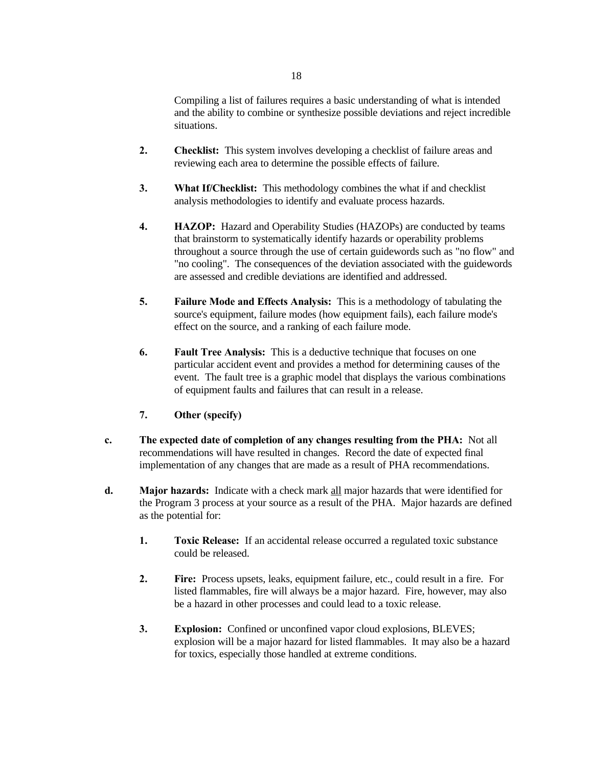Compiling a list of failures requires a basic understanding of what is intended and the ability to combine or synthesize possible deviations and reject incredible situations.

2. **Checklist:** This system involves developing a checklist of failure areas and reviewing each area to determine the possible effects of failure.

3. **What If/Checklist:** This methodology combines the what if and checklist analysis methodologies to identify and evaluate process hazards.

4. **HAZOP:** Hazard and Operability Studies (HAZOPs) are conducted by teams that brainstorm to systematically identify hazards or operability problems throughout a source through the use of certain guidewords such as "no flow" and "no cooling". The consequences of the deviation associated with the guidewords are assessed and credible deviations are identified and addressed.

5. **Failure Mode and Effects Analysis:** This is a methodology of tabulating the source's equipment, failure modes (how equipment fails), each failure mode's effect on the source, and a ranking of each failure mode.

6. **Fault Tree Analysis:** This is a deductive technique that focuses on one particular accident event and provides a method for determining causes of the event. The fault tree is a graphic model that displays the various combinations of equipment faults and failures that can result in a release.

7. **Other (specify)**

c. **The expected date of completion of any changes resulting from the PHA:** Not all recommendations will have resulted in changes. Record the date of expected final implementation of any changes that are made as a result of PHA recommendations.

d. **Major hazards:** Indicate with a check mark <u>all</u> major hazards that were identified for the Program 3 process at your source as a result of the PHA. Major hazards are defined as the potential for:

1. **Toxic Release:** If an accidental release occurred a regulated toxic substance could be released.

2. **Fire:** Process upsets, leaks, equipment failure, etc., could result in a fire. For listed flammables, fire will always be a major hazard. Fire, however, may also be a hazard in other processes and could lead to a toxic release.

3. **Explosion:** Confined or unconfined vapor cloud explosions, BLEVES; explosion will be a major hazard for listed flammables. It may also be a hazard for toxics, especially those handled at extreme conditions.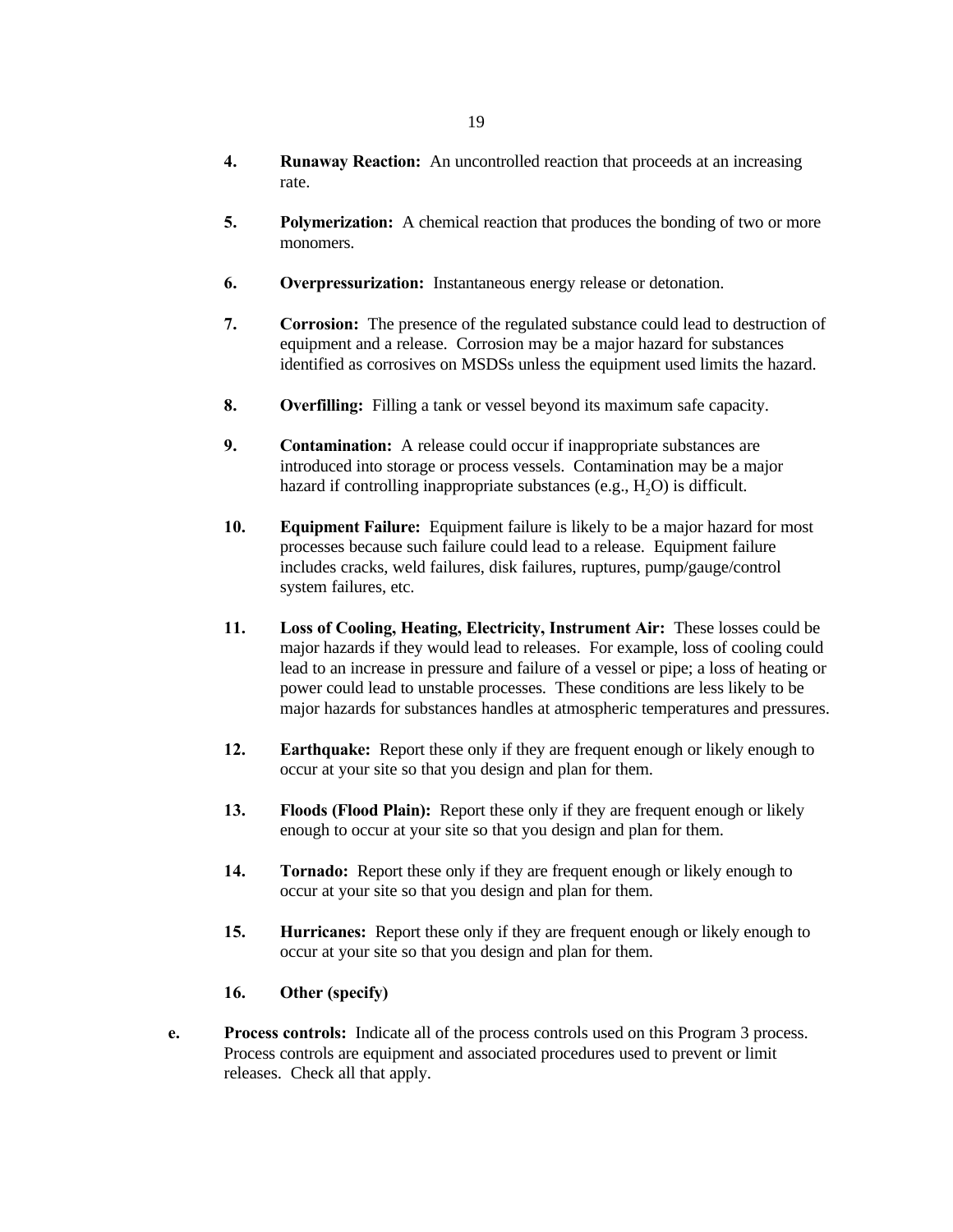4. **Runaway Reaction:** An uncontrolled reaction that proceeds at an increasing rate.

5. **Polymerization:** A chemical reaction that produces the bonding of two or more monomers.

6. **Overpressurization:** Instantaneous energy release or detonation.

7. **Corrosion:** The presence of the regulated substance could lead to destruction of equipment and a release. Corrosion may be a major hazard for substances identified as corrosives on MSDSs unless the equipment used limits the hazard.

8. **Overfilling:** Filling a tank or vessel beyond its maximum safe capacity.

9. **Contamination:** A release could occur if inappropriate substances are introduced into storage or process vessels. Contamination may be a major hazard if controlling inappropriate substances (e.g., $H_2O$) is difficult.

10. **Equipment Failure:** Equipment failure is likely to be a major hazard for most processes because such failure could lead to a release. Equipment failure includes cracks, weld failures, disk failures, ruptures, pump/gauge/control system failures, etc.

11. **Loss of Cooling, Heating, Electricity, Instrument Air:** These losses could be major hazards if they would lead to releases. For example, loss of cooling could lead to an increase in pressure and failure of a vessel or pipe; a loss of heating or power could lead to unstable processes. These conditions are less likely to be major hazards for substances handles at atmospheric temperatures and pressures.

12. **Earthquake:** Report these only if they are frequent enough or likely enough to occur at your site so that you design and plan for them.

13. **Floods (Flood Plain):** Report these only if they are frequent enough or likely enough to occur at your site so that you design and plan for them.

14. **Tornado:** Report these only if they are frequent enough or likely enough to occur at your site so that you design and plan for them.

15. **Hurricanes:** Report these only if they are frequent enough or likely enough to occur at your site so that you design and plan for them.

16. **Other (specify)**

**e.** **Process controls:** Indicate all of the process controls used on this Program 3 process. Process controls are equipment and associated procedures used to prevent or limit releases. Check all that apply.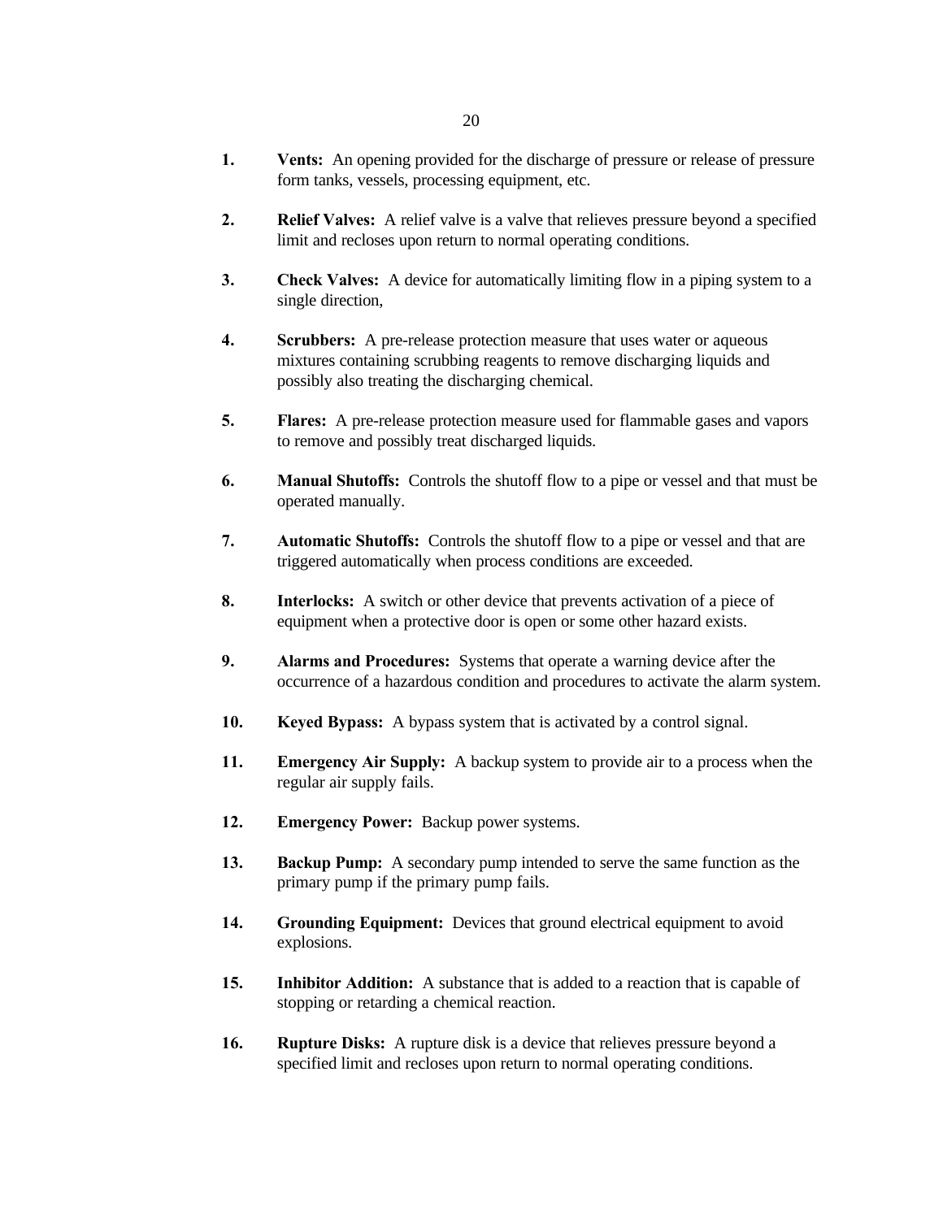1. **Vents:** An opening provided for the discharge of pressure or release of pressure form tanks, vessels, processing equipment, etc.

2. **Relief Valves:** A relief valve is a valve that relieves pressure beyond a specified limit and recloses upon return to normal operating conditions.

3. **Check Valves:** A device for automatically limiting flow in a piping system to a single direction,

4. **Scrubbers:** A pre-release protection measure that uses water or aqueous mixtures containing scrubbing reagents to remove discharging liquids and possibly also treating the discharging chemical.

5. **Flares:** A pre-release protection measure used for flammable gases and vapors to remove and possibly treat discharged liquids.

6. **Manual Shutoffs:** Controls the shutoff flow to a pipe or vessel and that must be operated manually.

7. **Automatic Shutoffs:** Controls the shutoff flow to a pipe or vessel and that are triggered automatically when process conditions are exceeded.

8. **Interlocks:** A switch or other device that prevents activation of a piece of equipment when a protective door is open or some other hazard exists.

9. **Alarms and Procedures:** Systems that operate a warning device after the occurrence of a hazardous condition and procedures to activate the alarm system.

10. **Keyed Bypass:** A bypass system that is activated by a control signal.

11. **Emergency Air Supply:** A backup system to provide air to a process when the regular air supply fails.

12. **Emergency Power:** Backup power systems.

13. **Backup Pump:** A secondary pump intended to serve the same function as the primary pump if the primary pump fails.

14. **Grounding Equipment:** Devices that ground electrical equipment to avoid explosions.

15. **Inhibitor Addition:** A substance that is added to a reaction that is capable of stopping or retarding a chemical reaction.

16. **Rupture Disks:** A rupture disk is a device that relieves pressure beyond a specified limit and recloses upon return to normal operating conditions.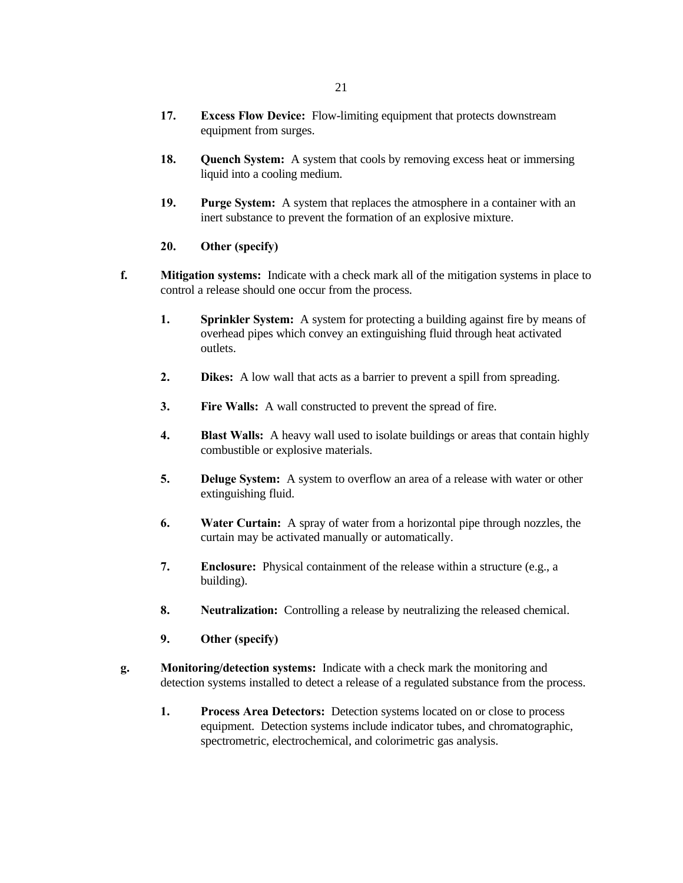17. **Excess Flow Device:** Flow-limiting equipment that protects downstream equipment from surges.

18. **Quench System:** A system that cools by removing excess heat or immersing liquid into a cooling medium.

19. **Purge System:** A system that replaces the atmosphere in a container with an inert substance to prevent the formation of an explosive mixture.

20. **Other (specify)**

f. **Mitigation systems:** Indicate with a check mark all of the mitigation systems in place to control a release should one occur from the process.

1. **Sprinkler System:** A system for protecting a building against fire by means of overhead pipes which convey an extinguishing fluid through heat activated outlets.

2. **Dikes:** A low wall that acts as a barrier to prevent a spill from spreading.

3. **Fire Walls:** A wall constructed to prevent the spread of fire.

4. **Blast Walls:** A heavy wall used to isolate buildings or areas that contain highly combustible or explosive materials.

5. **Deluge System:** A system to overflow an area of a release with water or other extinguishing fluid.

6. **Water Curtain:** A spray of water from a horizontal pipe through nozzles, the curtain may be activated manually or automatically.

7. **Enclosure:** Physical containment of the release within a structure (e.g., a building).

8. **Neutralization:** Controlling a release by neutralizing the released chemical.

9. **Other (specify)**

g. **Monitoring/detection systems:** Indicate with a check mark the monitoring and detection systems installed to detect a release of a regulated substance from the process.

1. **Process Area Detectors:** Detection systems located on or close to process equipment. Detection systems include indicator tubes, and chromatographic, spectrometric, electrochemical, and colorimetric gas analysis.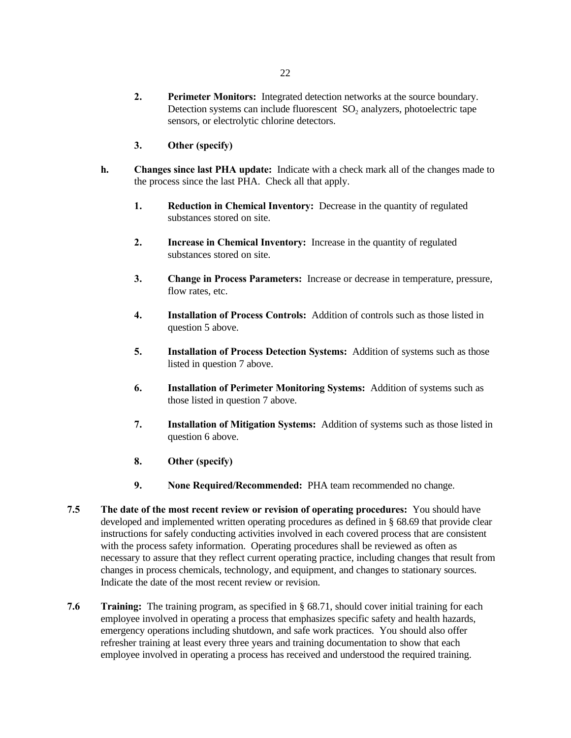2. **Perimeter Monitors:** Integrated detection networks at the source boundary. Detection systems can include fluorescent $SO_2$ analyzers, photoelectric tape sensors, or electrolytic chlorine detectors.

3. **Other (specify)**

h. **Changes since last PHA update:** Indicate with a check mark all of the changes made to the process since the last PHA. Check all that apply.

1. **Reduction in Chemical Inventory:** Decrease in the quantity of regulated substances stored on site.

2. **Increase in Chemical Inventory:** Increase in the quantity of regulated substances stored on site.

3. **Change in Process Parameters:** Increase or decrease in temperature, pressure, flow rates, etc.

4. **Installation of Process Controls:** Addition of controls such as those listed in question 5 above.

5. **Installation of Process Detection Systems:** Addition of systems such as those listed in question 7 above.

6. **Installation of Perimeter Monitoring Systems:** Addition of systems such as those listed in question 7 above.

7. **Installation of Mitigation Systems:** Addition of systems such as those listed in question 6 above.

8. **Other (specify)**

9. **None Required/Recommended:** PHA team recommended no change.

**7.5 The date of the most recent review or revision of operating procedures:** You should have developed and implemented written operating procedures as defined in § 68.69 that provide clear instructions for safely conducting activities involved in each covered process that are consistent with the process safety information. Operating procedures shall be reviewed as often as necessary to assure that they reflect current operating practice, including changes that result from changes in process chemicals, technology, and equipment, and changes to stationary sources. Indicate the date of the most recent review or revision.

**7.6 Training:** The training program, as specified in § 68.71, should cover initial training for each employee involved in operating a process that emphasizes specific safety and health hazards, emergency operations including shutdown, and safe work practices. You should also offer refresher training at least every three years and training documentation to show that each employee involved in operating a process has received and understood the required training.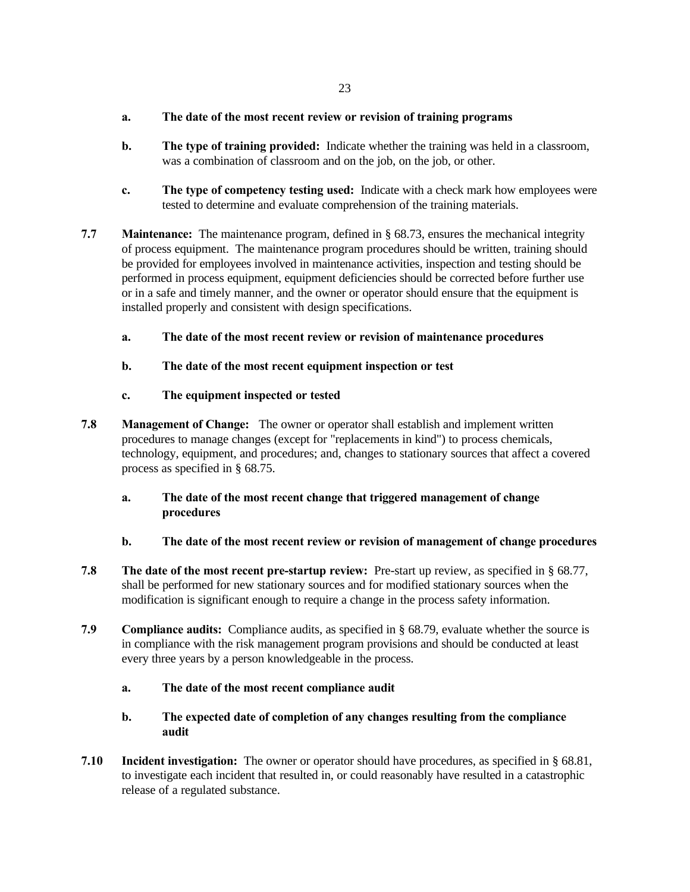**a. The date of the most recent review or revision of training programs**

**b. The type of training provided:** Indicate whether the training was held in a classroom, was a combination of classroom and on the job, on the job, or other.

**c. The type of competency testing used:** Indicate with a check mark how employees were tested to determine and evaluate comprehension of the training materials.

**7.7 Maintenance:** The maintenance program, defined in § 68.73, ensures the mechanical integrity of process equipment. The maintenance program procedures should be written, training should be provided for employees involved in maintenance activities, inspection and testing should be performed in process equipment, equipment deficiencies should be corrected before further use or in a safe and timely manner, and the owner or operator should ensure that the equipment is installed properly and consistent with design specifications.

**a. The date of the most recent review or revision of maintenance procedures**

**b. The date of the most recent equipment inspection or test**

**c. The equipment inspected or tested**

**7.8 Management of Change:** The owner or operator shall establish and implement written procedures to manage changes (except for "replacements in kind") to process chemicals, technology, equipment, and procedures; and, changes to stationary sources that affect a covered process as specified in § 68.75.

**a. The date of the most recent change that triggered management of change procedures**

**b. The date of the most recent review or revision of management of change procedures**

**7.8 The date of the most recent pre-startup review:** Pre-start up review, as specified in § 68.77, shall be performed for new stationary sources and for modified stationary sources when the modification is significant enough to require a change in the process safety information.

**7.9 Compliance audits:** Compliance audits, as specified in § 68.79, evaluate whether the source is in compliance with the risk management program provisions and should be conducted at least every three years by a person knowledgeable in the process.

**a. The date of the most recent compliance audit**

**b. The expected date of completion of any changes resulting from the compliance audit**

**7.10 Incident investigation:** The owner or operator should have procedures, as specified in § 68.81, to investigate each incident that resulted in, or could reasonably have resulted in a catastrophic release of a regulated substance.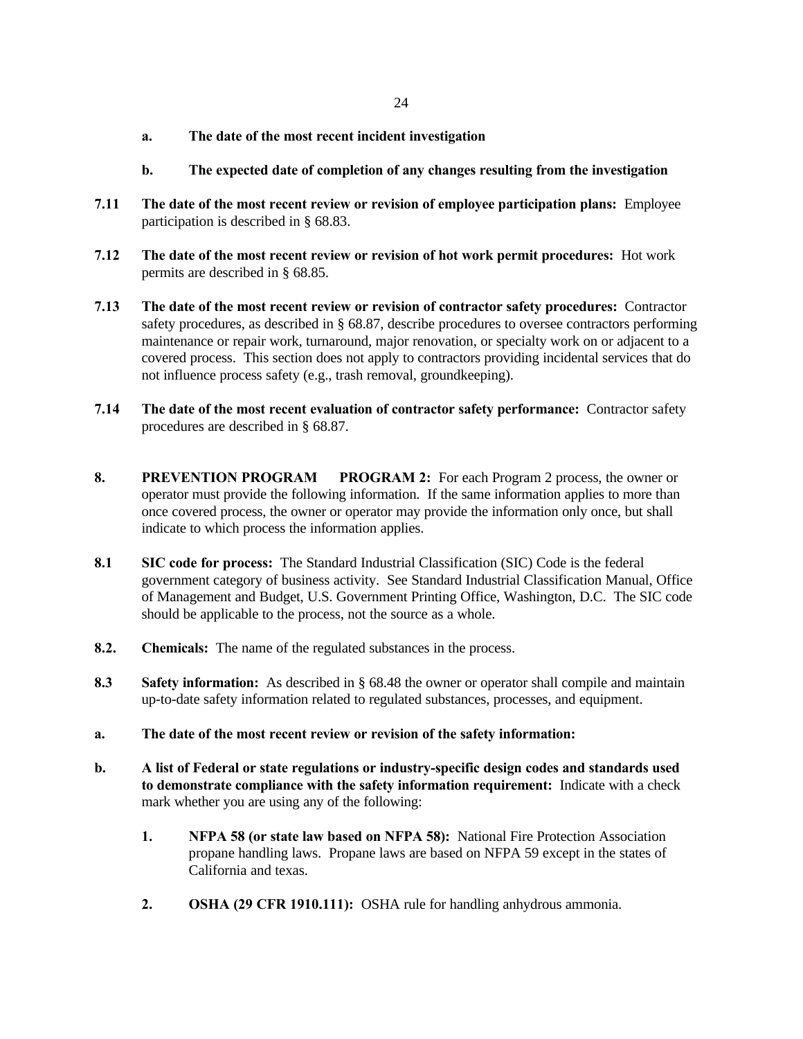**a. The date of the most recent incident investigation**

**b. The expected date of completion of any changes resulting from the investigation**

**7.11 The date of the most recent review or revision of employee participation plans:** Employee participation is described in § 68.83.

**7.12 The date of the most recent review or revision of hot work permit procedures:** Hot work permits are described in § 68.85.

**7.13 The date of the most recent review or revision of contractor safety procedures:** Contractor safety procedures, as described in § 68.87, describe procedures to oversee contractors performing maintenance or repair work, turnaround, major renovation, or specialty work on or adjacent to a covered process. This section does not apply to contractors providing incidental services that do not influence process safety (e.g., trash removal, groundkeeping).

**7.14 The date of the most recent evaluation of contractor safety performance:** Contractor safety procedures are described in § 68.87.

**8. PREVENTION PROGRAM PROGRAM 2:** For each Program 2 process, the owner or operator must provide the following information. If the same information applies to more than once covered process, the owner or operator may provide the information only once, but shall indicate to which process the information applies.

**8.1 SIC code for process:** The Standard Industrial Classification (SIC) Code is the federal government category of business activity. See Standard Industrial Classification Manual, Office of Management and Budget, U.S. Government Printing Office, Washington, D.C. The SIC code should be applicable to the process, not the source as a whole.

**8.2. Chemicals:** The name of the regulated substances in the process.

**8.3 Safety information:** As described in § 68.48 the owner or operator shall compile and maintain up-to-date safety information related to regulated substances, processes, and equipment.

**a. The date of the most recent review or revision of the safety information:**

**b. A list of Federal or state regulations or industry-specific design codes and standards used to demonstrate compliance with the safety information requirement:** Indicate with a check mark whether you are using any of the following:

**1. NFPA 58 (or state law based on NFPA 58):** National Fire Protection Association propane handling laws. Propane laws are based on NFPA 59 except in the states of California and texas.

**2. OSHA (29 CFR 1910.111):** OSHA rule for handling anhydrous ammonia.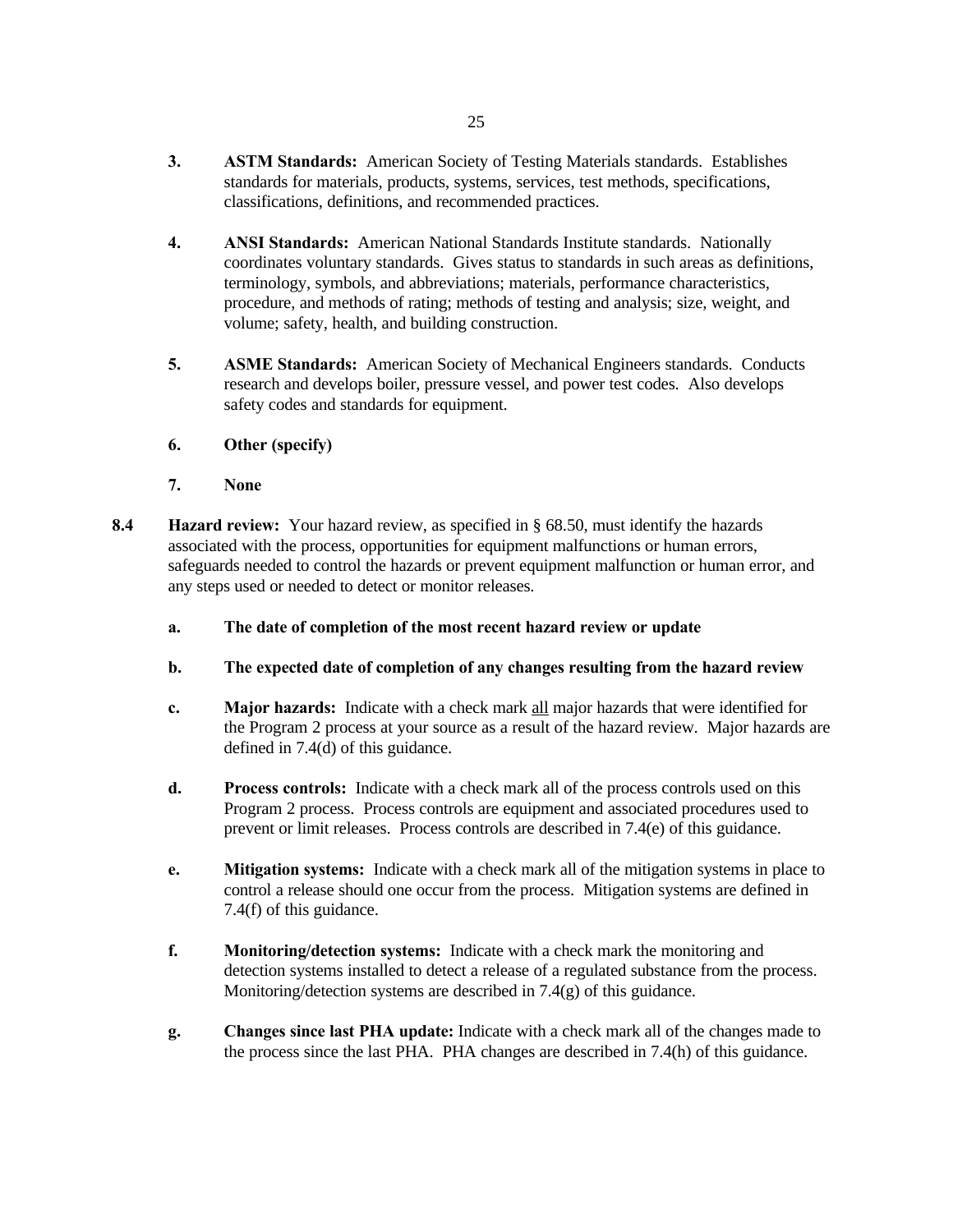3. **ASTM Standards:** American Society of Testing Materials standards. Establishes standards for materials, products, systems, services, test methods, specifications, classifications, definitions, and recommended practices.

4. **ANSI Standards:** American National Standards Institute standards. Nationally coordinates voluntary standards. Gives status to standards in such areas as definitions, terminology, symbols, and abbreviations; materials, performance characteristics, procedure, and methods of rating; methods of testing and analysis; size, weight, and volume; safety, health, and building construction.

5. **ASME Standards:** American Society of Mechanical Engineers standards. Conducts research and develops boiler, pressure vessel, and power test codes. Also develops safety codes and standards for equipment.

6. **Other (specify)**

7. **None**

**8.4 Hazard review:** Your hazard review, as specified in § 68.50, must identify the hazards associated with the process, opportunities for equipment malfunctions or human errors, safeguards needed to control the hazards or prevent equipment malfunction or human error, and any steps used or needed to detect or monitor releases.

a. **The date of completion of the most recent hazard review or update**

b. **The expected date of completion of any changes resulting from the hazard review**

c. **Major hazards:** Indicate with a check mark all major hazards that were identified for the Program 2 process at your source as a result of the hazard review. Major hazards are defined in 7.4(d) of this guidance.

d. **Process controls:** Indicate with a check mark all of the process controls used on this Program 2 process. Process controls are equipment and associated procedures used to prevent or limit releases. Process controls are described in 7.4(e) of this guidance.

e. **Mitigation systems:** Indicate with a check mark all of the mitigation systems in place to control a release should one occur from the process. Mitigation systems are defined in 7.4(f) of this guidance.

f. **Monitoring/detection systems:** Indicate with a check mark the monitoring and detection systems installed to detect a release of a regulated substance from the process. Monitoring/detection systems are described in 7.4(g) of this guidance.

g. **Changes since last PHA update:** Indicate with a check mark all of the changes made to the process since the last PHA. PHA changes are described in 7.4(h) of this guidance.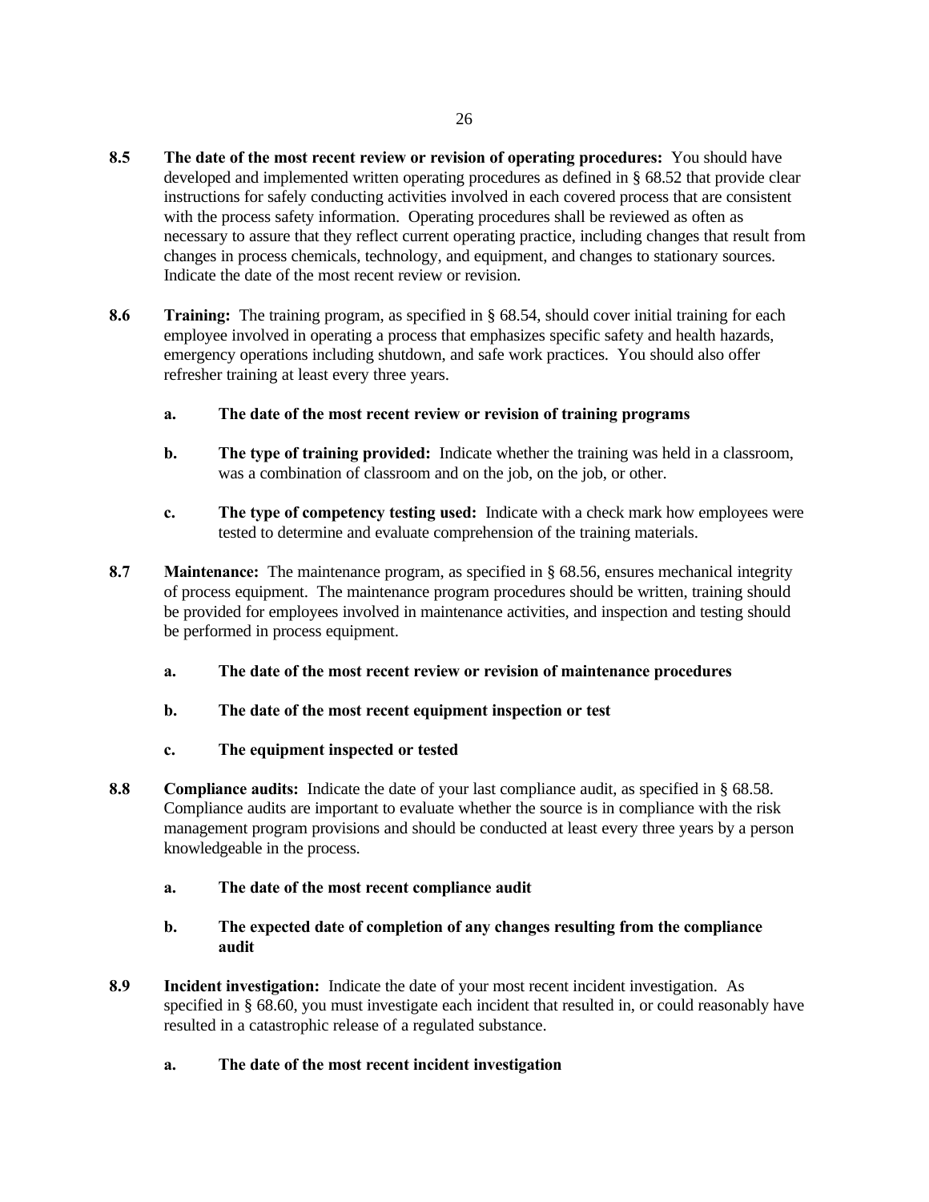**8.5 The date of the most recent review or revision of operating procedures:** You should have developed and implemented written operating procedures as defined in § 68.52 that provide clear instructions for safely conducting activities involved in each covered process that are consistent with the process safety information. Operating procedures shall be reviewed as often as necessary to assure that they reflect current operating practice, including changes that result from changes in process chemicals, technology, and equipment, and changes to stationary sources. Indicate the date of the most recent review or revision.

**8.6 Training:** The training program, as specified in § 68.54, should cover initial training for each employee involved in operating a process that emphasizes specific safety and health hazards, emergency operations including shutdown, and safe work practices. You should also offer refresher training at least every three years.

- **a. The date of the most recent review or revision of training programs**

- **b. The type of training provided:** Indicate whether the training was held in a classroom, was a combination of classroom and on the job, on the job, or other.

- **c. The type of competency testing used:** Indicate with a check mark how employees were tested to determine and evaluate comprehension of the training materials.

**8.7 Maintenance:** The maintenance program, as specified in § 68.56, ensures mechanical integrity of process equipment. The maintenance program procedures should be written, training should be provided for employees involved in maintenance activities, and inspection and testing should be performed in process equipment.

- **a. The date of the most recent review or revision of maintenance procedures**

- **b. The date of the most recent equipment inspection or test**

- **c. The equipment inspected or tested**

**8.8 Compliance audits:** Indicate the date of your last compliance audit, as specified in § 68.58. Compliance audits are important to evaluate whether the source is in compliance with the risk management program provisions and should be conducted at least every three years by a person knowledgeable in the process.

- **a. The date of the most recent compliance audit**

- **b. The expected date of completion of any changes resulting from the compliance audit**

**8.9 Incident investigation:** Indicate the date of your most recent incident investigation. As specified in § 68.60, you must investigate each incident that resulted in, or could reasonably have resulted in a catastrophic release of a regulated substance.

- **a. The date of the most recent incident investigation**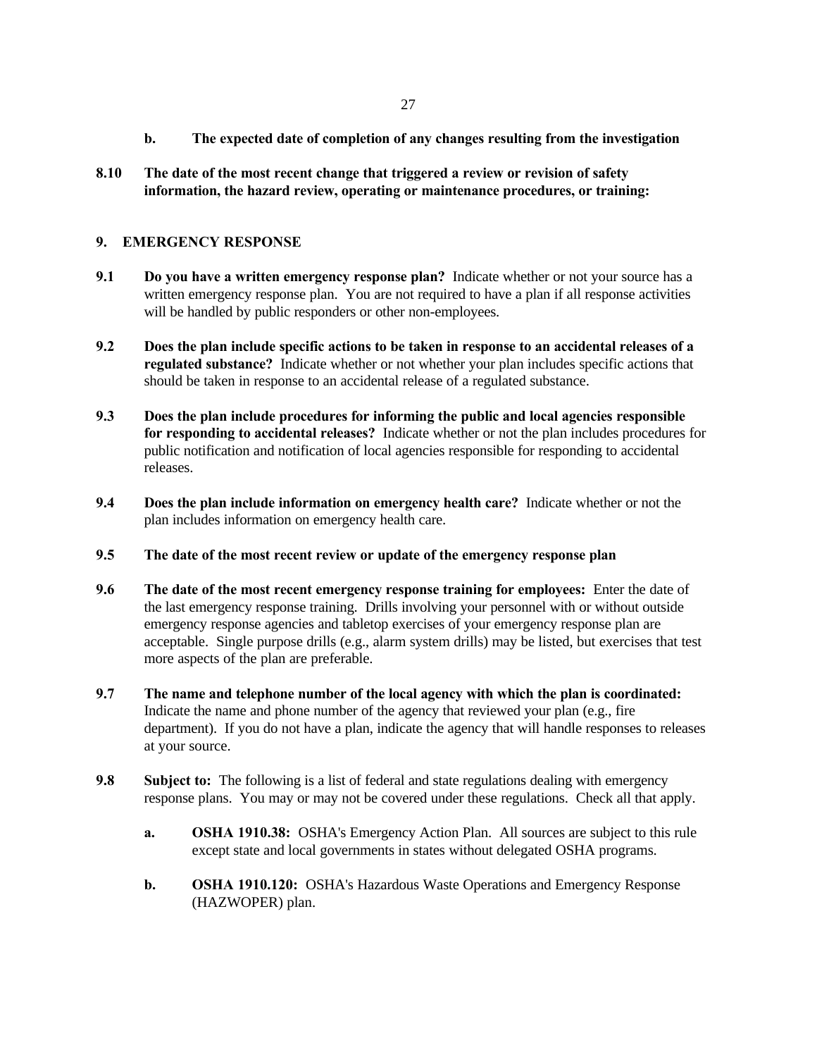**b. The expected date of completion of any changes resulting from the investigation**

**8.10 The date of the most recent change that triggered a review or revision of safety information, the hazard review, operating or maintenance procedures, or training:**

## 9. EMERGENCY RESPONSE

**9.1 Do you have a written emergency response plan?** Indicate whether or not your source has a written emergency response plan. You are not required to have a plan if all response activities will be handled by public responders or other non-employees.

**9.2 Does the plan include specific actions to be taken in response to an accidental releases of a regulated substance?** Indicate whether or not whether your plan includes specific actions that should be taken in response to an accidental release of a regulated substance.

**9.3 Does the plan include procedures for informing the public and local agencies responsible for responding to accidental releases?** Indicate whether or not the plan includes procedures for public notification and notification of local agencies responsible for responding to accidental releases.

**9.4 Does the plan include information on emergency health care?** Indicate whether or not the plan includes information on emergency health care.

**9.5 The date of the most recent review or update of the emergency response plan**

**9.6 The date of the most recent emergency response training for employees:** Enter the date of the last emergency response training. Drills involving your personnel with or without outside emergency response agencies and tabletop exercises of your emergency response plan are acceptable. Single purpose drills (e.g., alarm system drills) may be listed, but exercises that test more aspects of the plan are preferable.

**9.7 The name and telephone number of the local agency with which the plan is coordinated:** Indicate the name and phone number of the agency that reviewed your plan (e.g., fire department). If you do not have a plan, indicate the agency that will handle responses to releases at your source.

**9.8 Subject to:** The following is a list of federal and state regulations dealing with emergency response plans. You may or may not be covered under these regulations. Check all that apply.

- **a. OSHA 1910.38:** OSHA's Emergency Action Plan. All sources are subject to this rule except state and local governments in states without delegated OSHA programs.

- **b. OSHA 1910.120:** OSHA's Hazardous Waste Operations and Emergency Response (HAZWOPER) plan.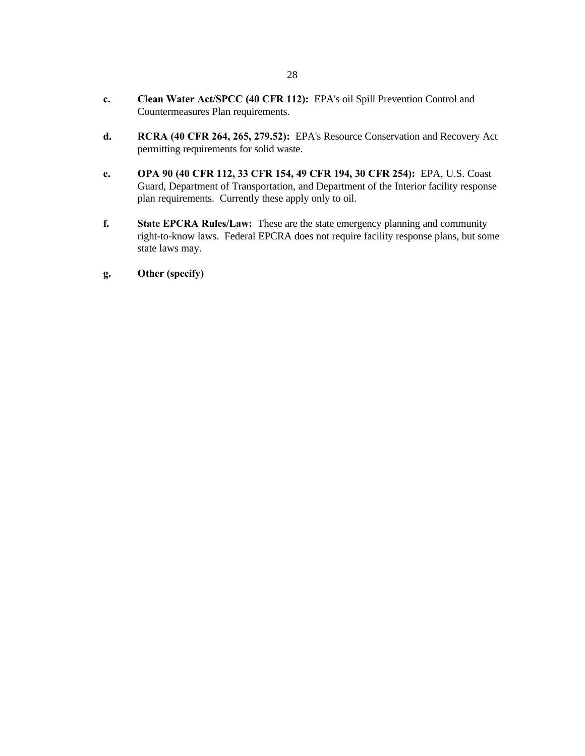c. **Clean Water Act/SPCC (40 CFR 112):** EPA's oil Spill Prevention Control and Countermeasures Plan requirements.

d. **RCRA (40 CFR 264, 265, 279.52):** EPA's Resource Conservation and Recovery Act permitting requirements for solid waste.

e. **OPA 90 (40 CFR 112, 33 CFR 154, 49 CFR 194, 30 CFR 254):** EPA, U.S. Coast Guard, Department of Transportation, and Department of the Interior facility response plan requirements. Currently these apply only to oil.

f. **State EPCRA Rules/Law:** These are the state emergency planning and community right-to-know laws. Federal EPCRA does not require facility response plans, but some state laws may.

g. **Other (specify)**